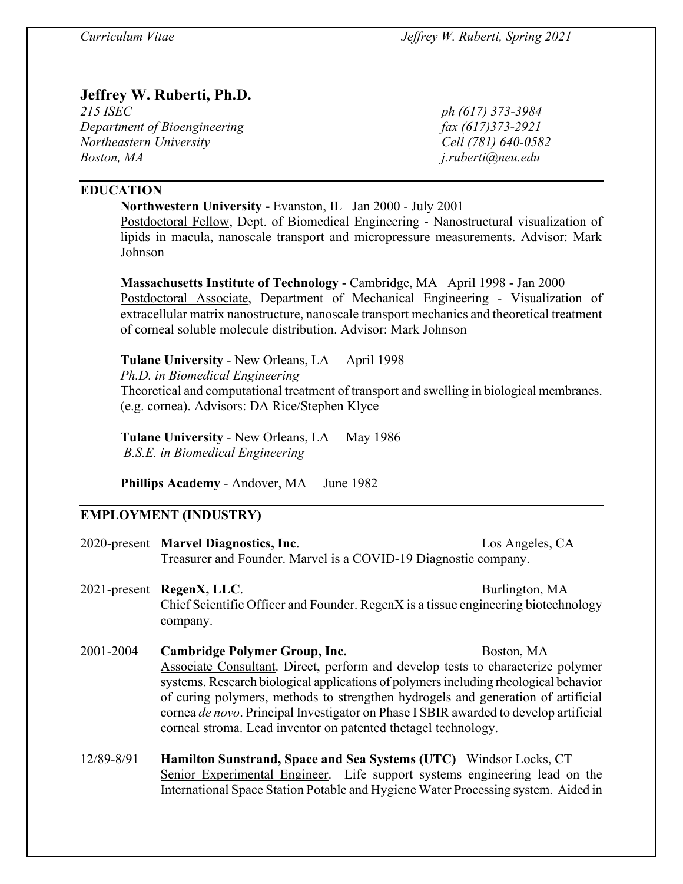# Jeffrey W. Ruberti, Ph.D.

*215 ISEC*
*Department of Bioengineering*
*Northeastern University*
*Boston, MA*

*ph (617) 373-3984*
*fax (617)373-2921*
*Cell (781) 640-0582*
*j.ruberti@neu.edu*

## EDUCATION

**Northwestern University -** Evanston, IL Jan 2000 - July 2001
Postdoctoral Fellow, Dept. of Biomedical Engineering - Nanostructural visualization of lipids in macula, nanoscale transport and micropressure measurements. Advisor: Mark Johnson

**Massachusetts Institute of Technology** - Cambridge, MA April 1998 - Jan 2000
Postdoctoral Associate, Department of Mechanical Engineering - Visualization of extracellular matrix nanostructure, nanoscale transport mechanics and theoretical treatment of corneal soluble molecule distribution. Advisor: Mark Johnson

**Tulane University** - New Orleans, LA April 1998
*Ph.D. in Biomedical Engineering*
Theoretical and computational treatment of transport and swelling in biological membranes. (e.g. cornea). Advisors: DA Rice/Stephen Klyce

**Tulane University** - New Orleans, LA May 1986
*B.S.E. in Biomedical Engineering*

**Phillips Academy** - Andover, MA June 1982

## EMPLOYMENT (INDUSTRY)

2020-present **Marvel Diagnostics, Inc**. Los Angeles, CA
Treasurer and Founder. Marvel is a COVID-19 Diagnostic company.

2021-present **RegenX, LLC**. Burlington, MA
Chief Scientific Officer and Founder. RegenX is a tissue engineering biotechnology company.

2001-2004 **Cambridge Polymer Group, Inc.** Boston, MA
Associate Consultant. Direct, perform and develop tests to characterize polymer systems. Research biological applications of polymers including rheological behavior of curing polymers, methods to strengthen hydrogels and generation of artificial cornea *de novo*. Principal Investigator on Phase I SBIR awarded to develop artificial corneal stroma. Lead inventor on patented thetagel technology.

12/89-8/91 **Hamilton Sunstrand, Space and Sea Systems (UTC)** Windsor Locks, CT
Senior Experimental Engineer. Life support systems engineering lead on the International Space Station Potable and Hygiene Water Processing system. Aided in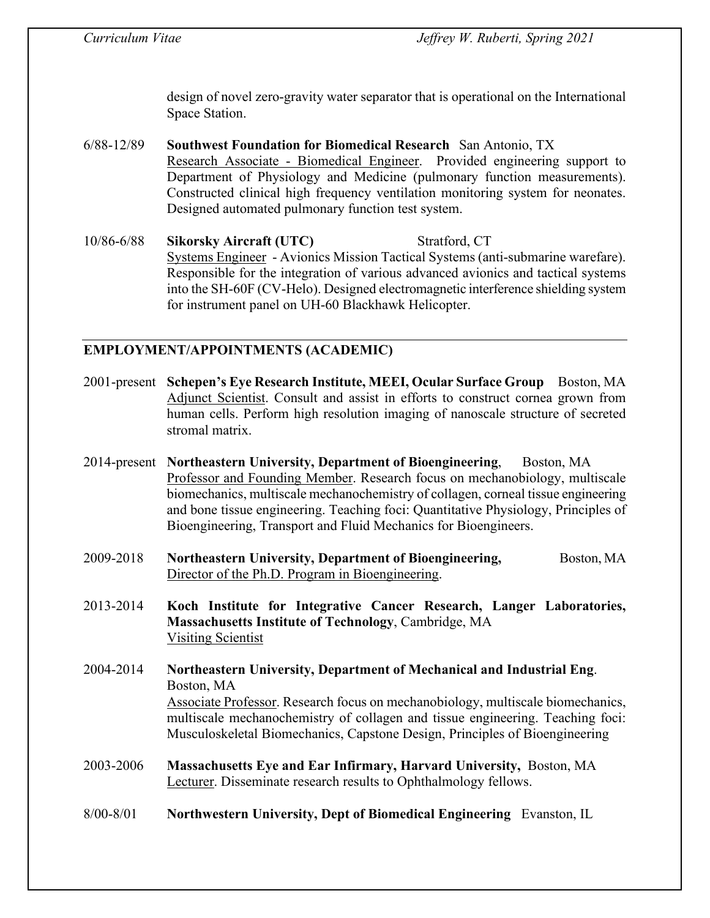design of novel zero-gravity water separator that is operational on the International Space Station.

6/88-12/89 **Southwest Foundation for Biomedical Research** San Antonio, TX
Research Associate - Biomedical Engineer. Provided engineering support to Department of Physiology and Medicine (pulmonary function measurements). Constructed clinical high frequency ventilation monitoring system for neonates. Designed automated pulmonary function test system.

10/86-6/88 **Sikorsky Aircraft (UTC)** Stratford, CT
Systems Engineer - Avionics Mission Tactical Systems (anti-submarine warefare). Responsible for the integration of various advanced avionics and tactical systems into the SH-60F (CV-Helo). Designed electromagnetic interference shielding system for instrument panel on UH-60 Blackhawk Helicopter.

## EMPLOYMENT/APPOINTMENTS (ACADEMIC)

2001-present **Schepen's Eye Research Institute, MEEI, Ocular Surface Group** Boston, MA
Adjunct Scientist. Consult and assist in efforts to construct cornea grown from human cells. Perform high resolution imaging of nanoscale structure of secreted stromal matrix.

2014-present **Northeastern University, Department of Bioengineering**, Boston, MA
Professor and Founding Member. Research focus on mechanobiology, multiscale biomechanics, multiscale mechanochemistry of collagen, corneal tissue engineering and bone tissue engineering. Teaching foci: Quantitative Physiology, Principles of Bioengineering, Transport and Fluid Mechanics for Bioengineers.

2009-2018 **Northeastern University, Department of Bioengineering,** Boston, MA
Director of the Ph.D. Program in Bioengineering.

2013-2014 **Koch Institute for Integrative Cancer Research, Langer Laboratories, Massachusetts Institute of Technology**, Cambridge, MA
Visiting Scientist

2004-2014 **Northeastern University, Department of Mechanical and Industrial Eng**. Boston, MA
Associate Professor. Research focus on mechanobiology, multiscale biomechanics, multiscale mechanochemistry of collagen and tissue engineering. Teaching foci: Musculoskeletal Biomechanics, Capstone Design, Principles of Bioengineering

2003-2006 **Massachusetts Eye and Ear Infirmary, Harvard University,** Boston, MA
Lecturer. Disseminate research results to Ophthalmology fellows.

8/00-8/01 **Northwestern University, Dept of Biomedical Engineering** Evanston, IL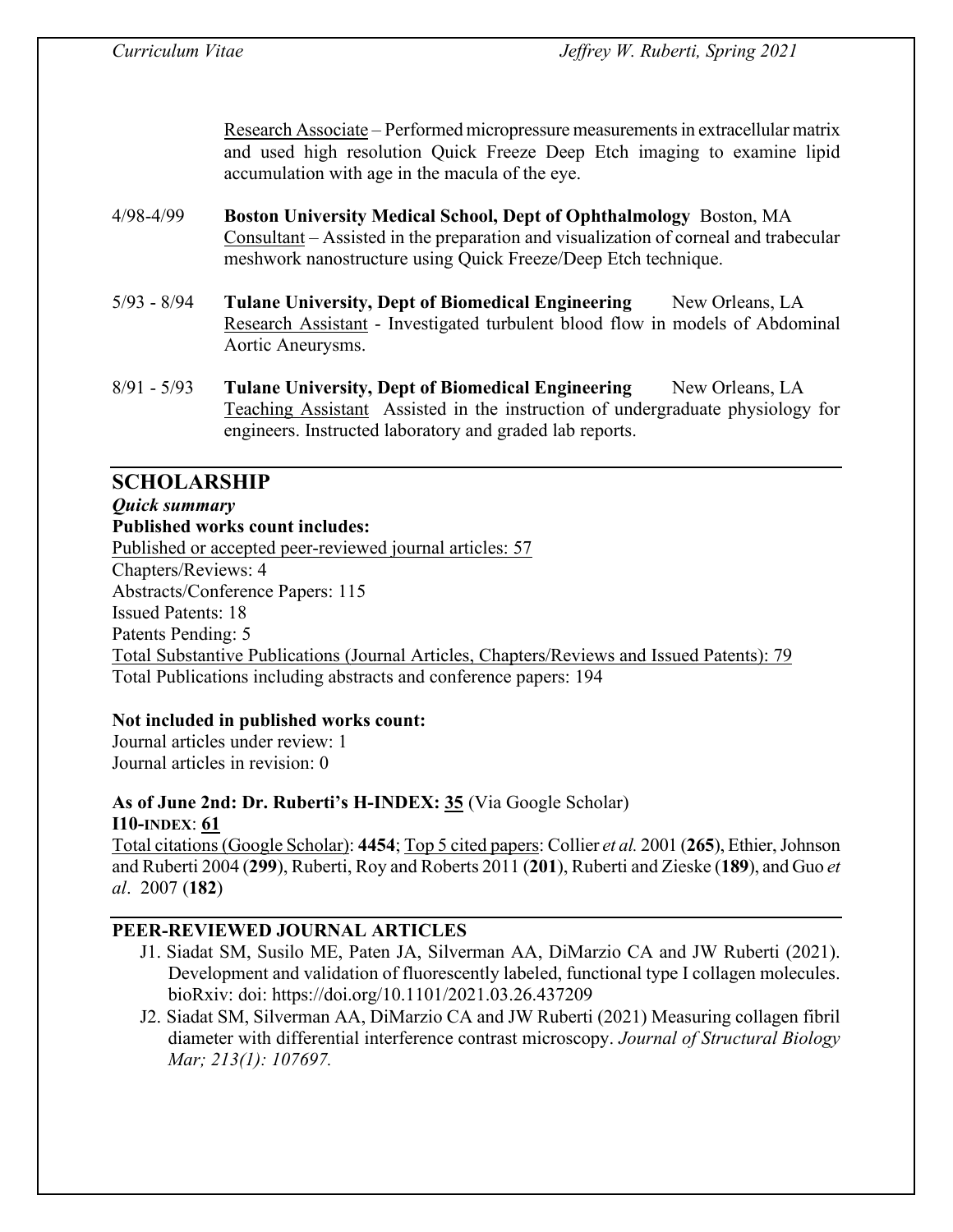Research Associate – Performed micropressure measurements in extracellular matrix and used high resolution Quick Freeze Deep Etch imaging to examine lipid accumulation with age in the macula of the eye.

4/98-4/99 **Boston University Medical School, Dept of Ophthalmology** Boston, MA
Consultant – Assisted in the preparation and visualization of corneal and trabecular meshwork nanostructure using Quick Freeze/Deep Etch technique.

5/93 - 8/94 **Tulane University, Dept of Biomedical Engineering** New Orleans, LA
Research Assistant - Investigated turbulent blood flow in models of Abdominal Aortic Aneurysms.

8/91 - 5/93 **Tulane University, Dept of Biomedical Engineering** New Orleans, LA
Teaching Assistant Assisted in the instruction of undergraduate physiology for engineers. Instructed laboratory and graded lab reports.

## SCHOLARSHIP

***Quick summary***

**Published works count includes:**

Published or accepted peer-reviewed journal articles: 57
Chapters/Reviews: 4
Abstracts/Conference Papers: 115
Issued Patents: 18
Patents Pending: 5
Total Substantive Publications (Journal Articles, Chapters/Reviews and Issued Patents): 79
Total Publications including abstracts and conference papers: 194

**Not included in published works count:**

Journal articles under review: 1
Journal articles in revision: 0

**As of June 2nd: Dr. Ruberti's H-INDEX: 35** (Via Google Scholar)
**I10-INDEX: 61**

Total citations (Google Scholar): **4454**; Top 5 cited papers: Collier *et al.* 2001 (**265**), Ethier, Johnson and Ruberti 2004 (**299**), Ruberti, Roy and Roberts 2011 (**201**), Ruberti and Zieske (**189**), and Guo *et al*. 2007 (**182**)

### PEER-REVIEWED JOURNAL ARTICLES

J1. Siadat SM, Susilo ME, Paten JA, Silverman AA, DiMarzio CA and JW Ruberti (2021). Development and validation of fluorescently labeled, functional type I collagen molecules. bioRxiv: doi: https://doi.org/10.1101/2021.03.26.437209

J2. Siadat SM, Silverman AA, DiMarzio CA and JW Ruberti (2021) Measuring collagen fibril diameter with differential interference contrast microscopy. *Journal of Structural Biology Mar; 213(1): 107697.*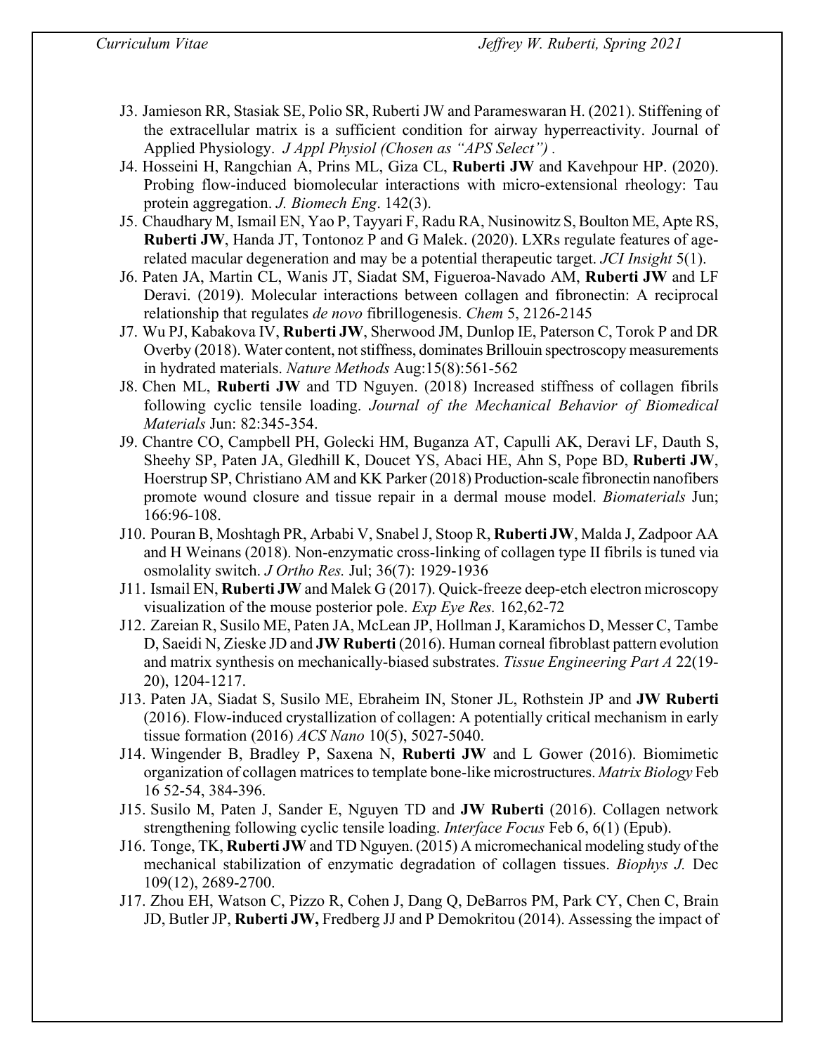J3. Jamieson RR, Stasiak SE, Polio SR, Ruberti JW and Parameswaran H. (2021). Stiffening of the extracellular matrix is a sufficient condition for airway hyperreactivity. Journal of Applied Physiology. *J Appl Physiol (Chosen as "APS Select")* .

J4. Hosseini H, Rangchian A, Prins ML, Giza CL, **Ruberti JW** and Kavehpour HP. (2020). Probing flow-induced biomolecular interactions with micro-extensional rheology: Tau protein aggregation. *J. Biomech Eng*. 142(3).

J5. Chaudhary M, Ismail EN, Yao P, Tayyari F, Radu RA, Nusinowitz S, Boulton ME, Apte RS, **Ruberti JW**, Handa JT, Tontonoz P and G Malek. (2020). LXRs regulate features of age-related macular degeneration and may be a potential therapeutic target. *JCI Insight* 5(1).

J6. Paten JA, Martin CL, Wanis JT, Siadat SM, Figueroa-Navado AM, **Ruberti JW** and LF Deravi. (2019). Molecular interactions between collagen and fibronectin: A reciprocal relationship that regulates *de novo* fibrillogenesis. *Chem* 5, 2126-2145

J7. Wu PJ, Kabakova IV, **Ruberti JW**, Sherwood JM, Dunlop IE, Paterson C, Torok P and DR Overby (2018). Water content, not stiffness, dominates Brillouin spectroscopy measurements in hydrated materials. *Nature Methods* Aug:15(8):561-562

J8. Chen ML, **Ruberti JW** and TD Nguyen. (2018) Increased stiffness of collagen fibrils following cyclic tensile loading. *Journal of the Mechanical Behavior of Biomedical Materials* Jun: 82:345-354.

J9. Chantre CO, Campbell PH, Golecki HM, Buganza AT, Capulli AK, Deravi LF, Dauth S, Sheehy SP, Paten JA, Gledhill K, Doucet YS, Abaci HE, Ahn S, Pope BD, **Ruberti JW**, Hoerstrup SP, Christiano AM and KK Parker (2018) Production-scale fibronectin nanofibers promote wound closure and tissue repair in a dermal mouse model. *Biomaterials* Jun; 166:96-108.

J10. Pouran B, Moshtagh PR, Arbabi V, Snabel J, Stoop R, **Ruberti JW**, Malda J, Zadpoor AA and H Weinans (2018). Non-enzymatic cross-linking of collagen type II fibrils is tuned via osmolality switch. *J Ortho Res.* Jul; 36(7): 1929-1936

J11. Ismail EN, **Ruberti JW** and Malek G (2017). Quick-freeze deep-etch electron microscopy visualization of the mouse posterior pole. *Exp Eye Res.* 162,62-72

J12. Zareian R, Susilo ME, Paten JA, McLean JP, Hollman J, Karamichos D, Messer C, Tambe D, Saeidi N, Zieske JD and **JW Ruberti** (2016). Human corneal fibroblast pattern evolution and matrix synthesis on mechanically-biased substrates. *Tissue Engineering Part A* 22(19-20), 1204-1217.

J13. Paten JA, Siadat S, Susilo ME, Ebraheim IN, Stoner JL, Rothstein JP and **JW Ruberti** (2016). Flow-induced crystallization of collagen: A potentially critical mechanism in early tissue formation (2016) *ACS Nano* 10(5), 5027-5040.

J14. Wingender B, Bradley P, Saxena N, **Ruberti JW** and L Gower (2016). Biomimetic organization of collagen matrices to template bone-like microstructures. *Matrix Biology* Feb 16 52-54, 384-396.

J15. Susilo M, Paten J, Sander E, Nguyen TD and **JW Ruberti** (2016). Collagen network strengthening following cyclic tensile loading. *Interface Focus* Feb 6, 6(1) (Epub).

J16. Tonge, TK, **Ruberti JW** and TD Nguyen. (2015) A micromechanical modeling study of the mechanical stabilization of enzymatic degradation of collagen tissues. *Biophys J.* Dec 109(12), 2689-2700.

J17. Zhou EH, Watson C, Pizzo R, Cohen J, Dang Q, DeBarros PM, Park CY, Chen C, Brain JD, Butler JP, **Ruberti JW,** Fredberg JJ and P Demokritou (2014). Assessing the impact of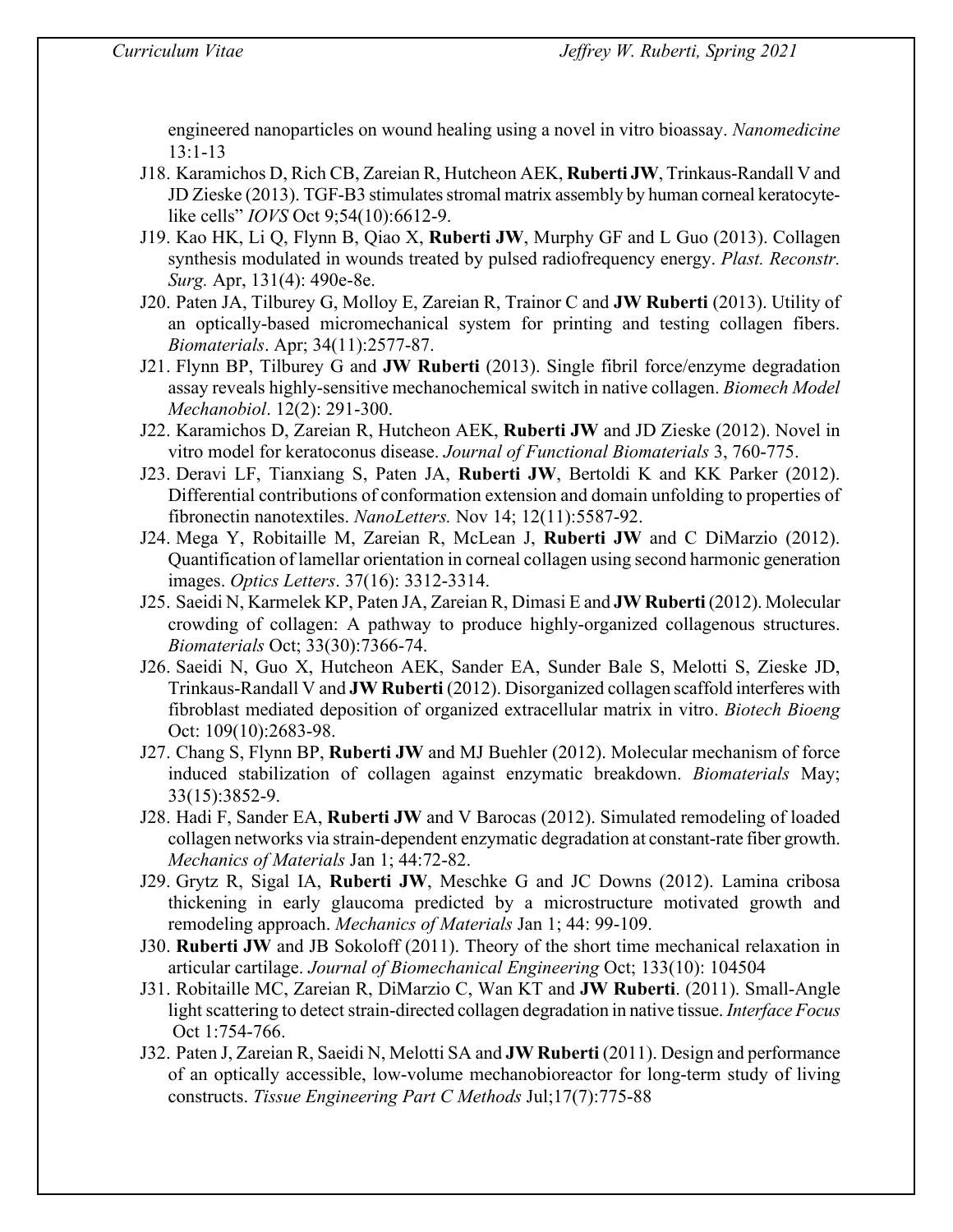engineered nanoparticles on wound healing using a novel in vitro bioassay. *Nanomedicine* 13:1-13

J18. Karamichos D, Rich CB, Zareian R, Hutcheon AEK, **Ruberti JW**, Trinkaus-Randall V and JD Zieske (2013). TGF-B3 stimulates stromal matrix assembly by human corneal keratocyte-like cells" *IOVS* Oct 9;54(10):6612-9.

J19. Kao HK, Li Q, Flynn B, Qiao X, **Ruberti JW**, Murphy GF and L Guo (2013). Collagen synthesis modulated in wounds treated by pulsed radiofrequency energy. *Plast. Reconstr. Surg.* Apr, 131(4): 490e-8e.

J20. Paten JA, Tilburey G, Molloy E, Zareian R, Trainor C and **JW Ruberti** (2013). Utility of an optically-based micromechanical system for printing and testing collagen fibers. *Biomaterials*. Apr; 34(11):2577-87.

J21. Flynn BP, Tilburey G and **JW Ruberti** (2013). Single fibril force/enzyme degradation assay reveals highly-sensitive mechanochemical switch in native collagen. *Biomech Model Mechanobiol*. 12(2): 291-300.

J22. Karamichos D, Zareian R, Hutcheon AEK, **Ruberti JW** and JD Zieske (2012). Novel in vitro model for keratoconus disease. *Journal of Functional Biomaterials* 3, 760-775.

J23. Deravi LF, Tianxiang S, Paten JA, **Ruberti JW**, Bertoldi K and KK Parker (2012). Differential contributions of conformation extension and domain unfolding to properties of fibronectin nanotextiles. *NanoLetters.* Nov 14; 12(11):5587-92.

J24. Mega Y, Robitaille M, Zareian R, McLean J, **Ruberti JW** and C DiMarzio (2012). Quantification of lamellar orientation in corneal collagen using second harmonic generation images. *Optics Letters*. 37(16): 3312-3314.

J25. Saeidi N, Karmelek KP, Paten JA, Zareian R, Dimasi E and **JW Ruberti** (2012). Molecular crowding of collagen: A pathway to produce highly-organized collagenous structures. *Biomaterials* Oct; 33(30):7366-74.

J26. Saeidi N, Guo X, Hutcheon AEK, Sander EA, Sunder Bale S, Melotti S, Zieske JD, Trinkaus-Randall V and **JW Ruberti** (2012). Disorganized collagen scaffold interferes with fibroblast mediated deposition of organized extracellular matrix in vitro. *Biotech Bioeng* Oct: 109(10):2683-98.

J27. Chang S, Flynn BP, **Ruberti JW** and MJ Buehler (2012). Molecular mechanism of force induced stabilization of collagen against enzymatic breakdown. *Biomaterials* May; 33(15):3852-9.

J28. Hadi F, Sander EA, **Ruberti JW** and V Barocas (2012). Simulated remodeling of loaded collagen networks via strain-dependent enzymatic degradation at constant-rate fiber growth. *Mechanics of Materials* Jan 1; 44:72-82.

J29. Grytz R, Sigal IA, **Ruberti JW**, Meschke G and JC Downs (2012). Lamina cribosa thickening in early glaucoma predicted by a microstructure motivated growth and remodeling approach. *Mechanics of Materials* Jan 1; 44: 99-109.

J30. **Ruberti JW** and JB Sokoloff (2011). Theory of the short time mechanical relaxation in articular cartilage. *Journal of Biomechanical Engineering* Oct; 133(10): 104504

J31. Robitaille MC, Zareian R, DiMarzio C, Wan KT and **JW Ruberti**. (2011). Small-Angle light scattering to detect strain-directed collagen degradation in native tissue. *Interface Focus* Oct 1:754-766.

J32. Paten J, Zareian R, Saeidi N, Melotti SA and **JW Ruberti** (2011). Design and performance of an optically accessible, low-volume mechanobioreactor for long-term study of living constructs. *Tissue Engineering Part C Methods* Jul;17(7):775-88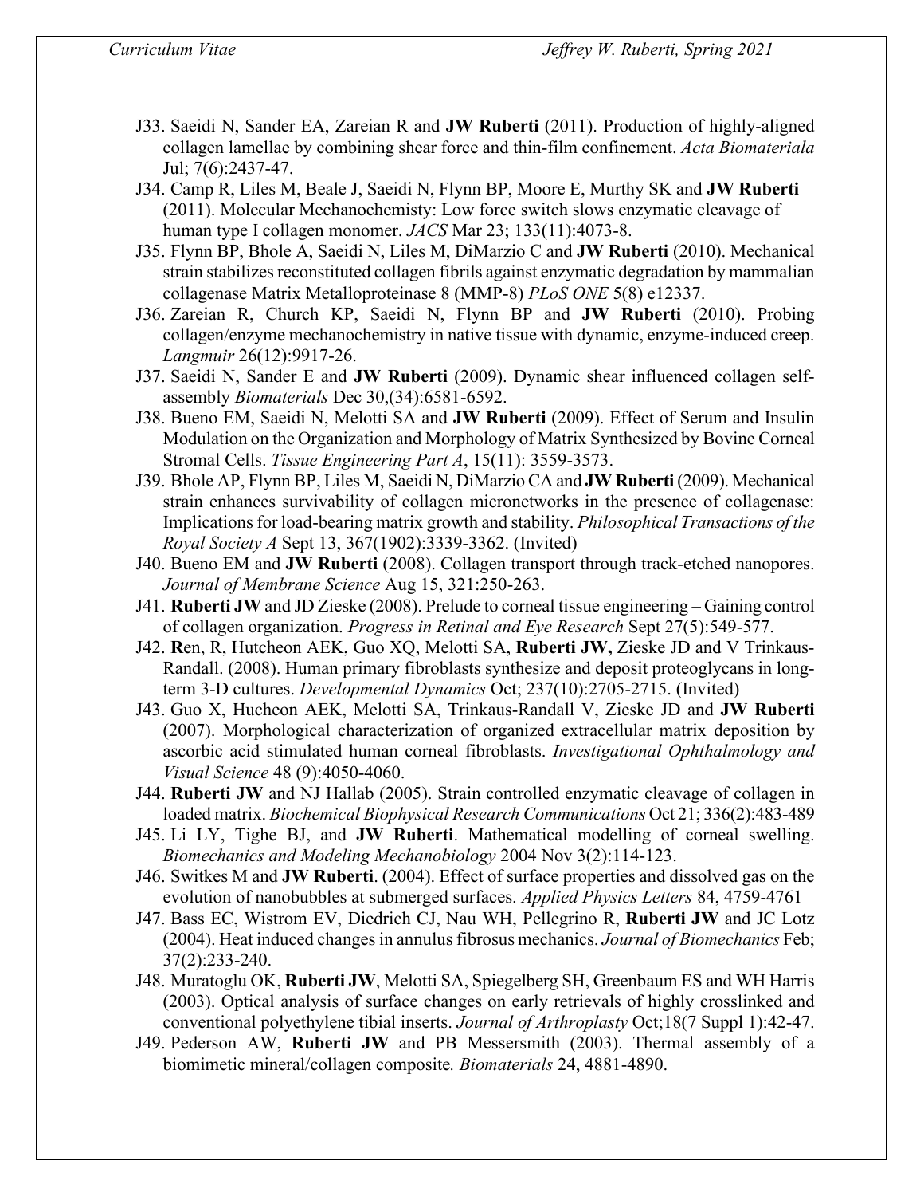J33. Saeidi N, Sander EA, Zareian R and **JW Ruberti** (2011). Production of highly-aligned collagen lamellae by combining shear force and thin-film confinement. *Acta Biomateriala* Jul; 7(6):2437-47.

J34. Camp R, Liles M, Beale J, Saeidi N, Flynn BP, Moore E, Murthy SK and **JW Ruberti** (2011). Molecular Mechanochemisty: Low force switch slows enzymatic cleavage of human type I collagen monomer. *JACS* Mar 23; 133(11):4073-8.

J35. Flynn BP, Bhole A, Saeidi N, Liles M, DiMarzio C and **JW Ruberti** (2010). Mechanical strain stabilizes reconstituted collagen fibrils against enzymatic degradation by mammalian collagenase Matrix Metalloproteinase 8 (MMP-8) *PLoS ONE* 5(8) e12337.

J36. Zareian R, Church KP, Saeidi N, Flynn BP and **JW Ruberti** (2010). Probing collagen/enzyme mechanochemistry in native tissue with dynamic, enzyme-induced creep. *Langmuir* 26(12):9917-26.

J37. Saeidi N, Sander E and **JW Ruberti** (2009). Dynamic shear influenced collagen self-assembly *Biomaterials* Dec 30,(34):6581-6592.

J38. Bueno EM, Saeidi N, Melotti SA and **JW Ruberti** (2009). Effect of Serum and Insulin Modulation on the Organization and Morphology of Matrix Synthesized by Bovine Corneal Stromal Cells. *Tissue Engineering Part A*, 15(11): 3559-3573.

J39. Bhole AP, Flynn BP, Liles M, Saeidi N, DiMarzio CA and **JW Ruberti** (2009). Mechanical strain enhances survivability of collagen micronetworks in the presence of collagenase: Implications for load-bearing matrix growth and stability. *Philosophical Transactions of the Royal Society A* Sept 13, 367(1902):3339-3362. (Invited)

J40. Bueno EM and **JW Ruberti** (2008). Collagen transport through track-etched nanopores. *Journal of Membrane Science* Aug 15, 321:250-263.

J41. **Ruberti JW** and JD Zieske (2008). Prelude to corneal tissue engineering – Gaining control of collagen organization. *Progress in Retinal and Eye Research* Sept 27(5):549-577.

J42. **R**en, R, Hutcheon AEK, Guo XQ, Melotti SA, **Ruberti JW,** Zieske JD and V Trinkaus-Randall. (2008). Human primary fibroblasts synthesize and deposit proteoglycans in long-term 3-D cultures. *Developmental Dynamics* Oct; 237(10):2705-2715. (Invited)

J43. Guo X, Hucheon AEK, Melotti SA, Trinkaus-Randall V, Zieske JD and **JW Ruberti** (2007). Morphological characterization of organized extracellular matrix deposition by ascorbic acid stimulated human corneal fibroblasts. *Investigational Ophthalmology and Visual Science* 48 (9):4050-4060.

J44. **Ruberti JW** and NJ Hallab (2005). Strain controlled enzymatic cleavage of collagen in loaded matrix. *Biochemical Biophysical Research Communications* Oct 21; 336(2):483-489

J45. Li LY, Tighe BJ, and **JW Ruberti**. Mathematical modelling of corneal swelling. *Biomechanics and Modeling Mechanobiology* 2004 Nov 3(2):114-123.

J46. Switkes M and **JW Ruberti**. (2004). Effect of surface properties and dissolved gas on the evolution of nanobubbles at submerged surfaces. *Applied Physics Letters* 84, 4759-4761

J47. Bass EC, Wistrom EV, Diedrich CJ, Nau WH, Pellegrino R, **Ruberti JW** and JC Lotz (2004). Heat induced changes in annulus fibrosus mechanics. *Journal of Biomechanics* Feb; 37(2):233-240.

J48. Muratoglu OK, **Ruberti JW**, Melotti SA, Spiegelberg SH, Greenbaum ES and WH Harris (2003). Optical analysis of surface changes on early retrievals of highly crosslinked and conventional polyethylene tibial inserts. *Journal of Arthroplasty* Oct;18(7 Suppl 1):42-47.

J49. Pederson AW, **Ruberti JW** and PB Messersmith (2003). Thermal assembly of a biomimetic mineral/collagen composite*. Biomaterials* 24, 4881-4890.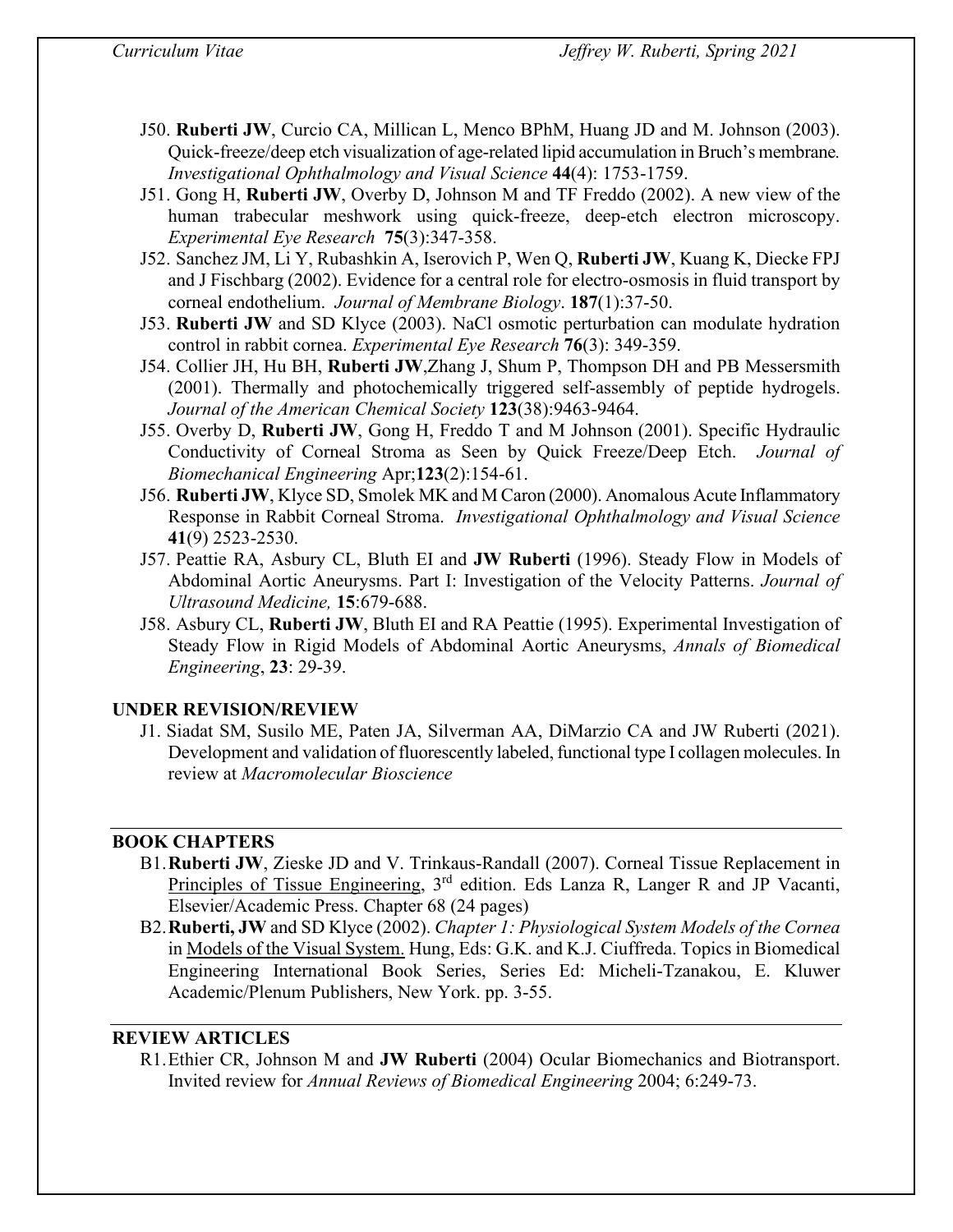J50. **Ruberti JW**, Curcio CA, Millican L, Menco BPhM, Huang JD and M. Johnson (2003). Quick-freeze/deep etch visualization of age-related lipid accumulation in Bruch's membrane. *Investigational Ophthalmology and Visual Science* **44**(4): 1753-1759.

J51. Gong H, **Ruberti JW**, Overby D, Johnson M and TF Freddo (2002). A new view of the human trabecular meshwork using quick-freeze, deep-etch electron microscopy. *Experimental Eye Research* **75**(3):347-358.

J52. Sanchez JM, Li Y, Rubashkin A, Iserovich P, Wen Q, **Ruberti JW**, Kuang K, Diecke FPJ and J Fischbarg (2002). Evidence for a central role for electro-osmosis in fluid transport by corneal endothelium. *Journal of Membrane Biology*. **187**(1):37-50.

J53. **Ruberti JW** and SD Klyce (2003). NaCl osmotic perturbation can modulate hydration control in rabbit cornea. *Experimental Eye Research* **76**(3): 349-359.

J54. Collier JH, Hu BH, **Ruberti JW**,Zhang J, Shum P, Thompson DH and PB Messersmith (2001). Thermally and photochemically triggered self-assembly of peptide hydrogels. *Journal of the American Chemical Society* **123**(38):9463-9464.

J55. Overby D, **Ruberti JW**, Gong H, Freddo T and M Johnson (2001). Specific Hydraulic Conductivity of Corneal Stroma as Seen by Quick Freeze/Deep Etch. *Journal of Biomechanical Engineering* Apr;**123**(2):154-61.

J56. **Ruberti JW**, Klyce SD, Smolek MK and M Caron (2000). Anomalous Acute Inflammatory Response in Rabbit Corneal Stroma. *Investigational Ophthalmology and Visual Science* **41**(9) 2523-2530.

J57. Peattie RA, Asbury CL, Bluth EI and **JW Ruberti** (1996). Steady Flow in Models of Abdominal Aortic Aneurysms. Part I: Investigation of the Velocity Patterns. *Journal of Ultrasound Medicine,* **15**:679-688.

J58. Asbury CL, **Ruberti JW**, Bluth EI and RA Peattie (1995). Experimental Investigation of Steady Flow in Rigid Models of Abdominal Aortic Aneurysms, *Annals of Biomedical Engineering*, **23**: 29-39.

## UNDER REVISION/REVIEW

J1. Siadat SM, Susilo ME, Paten JA, Silverman AA, DiMarzio CA and JW Ruberti (2021). Development and validation of fluorescently labeled, functional type I collagen molecules. In review at *Macromolecular Bioscience*

## BOOK CHAPTERS

B1. **Ruberti JW**, Zieske JD and V. Trinkaus-Randall (2007). Corneal Tissue Replacement in Principles of Tissue Engineering, 3rd edition. Eds Lanza R, Langer R and JP Vacanti, Elsevier/Academic Press. Chapter 68 (24 pages)

B2. **Ruberti, JW** and SD Klyce (2002). *Chapter 1: Physiological System Models of the Cornea* in Models of the Visual System. Hung, Eds: G.K. and K.J. Ciuffreda. Topics in Biomedical Engineering International Book Series, Series Ed: Micheli-Tzanakou, E. Kluwer Academic/Plenum Publishers, New York. pp. 3-55.

## REVIEW ARTICLES

R1. Ethier CR, Johnson M and **JW Ruberti** (2004) Ocular Biomechanics and Biotransport. Invited review for *Annual Reviews of Biomedical Engineering* 2004; 6:249-73.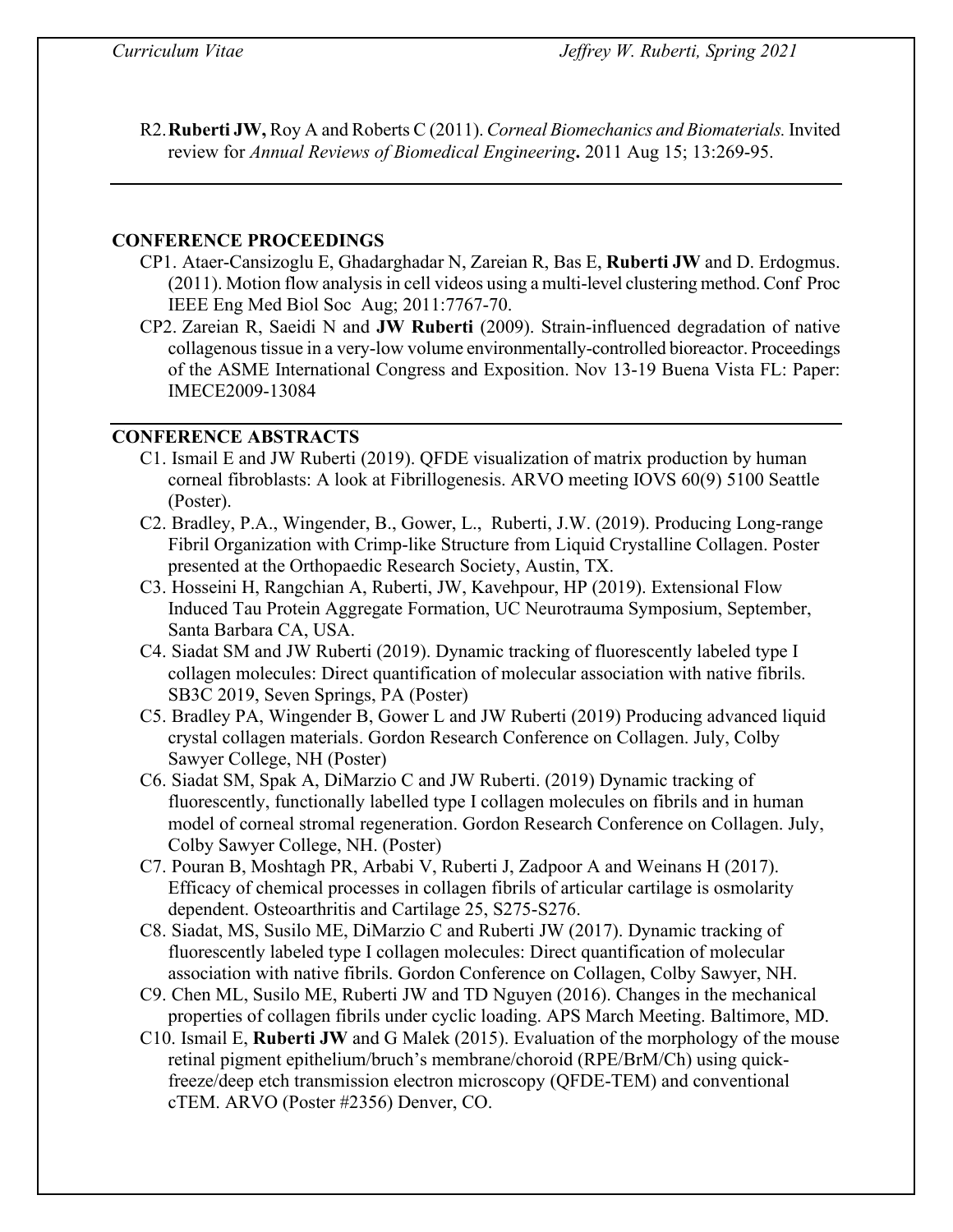R2. **Ruberti JW,** Roy A and Roberts C (2011). *Corneal Biomechanics and Biomaterials.* Invited review for *Annual Reviews of Biomedical Engineering***.** 2011 Aug 15; 13:269-95.

## CONFERENCE PROCEEDINGS

CP1. Ataer-Cansizoglu E, Ghadarghadar N, Zareian R, Bas E, **Ruberti JW** and D. Erdogmus. (2011). Motion flow analysis in cell videos using a multi-level clustering method. Conf Proc IEEE Eng Med Biol Soc Aug; 2011:7767-70.

CP2. Zareian R, Saeidi N and **JW Ruberti** (2009). Strain-influenced degradation of native collagenous tissue in a very-low volume environmentally-controlled bioreactor. Proceedings of the ASME International Congress and Exposition. Nov 13-19 Buena Vista FL: Paper: IMECE2009-13084

## CONFERENCE ABSTRACTS

C1. Ismail E and JW Ruberti (2019). QFDE visualization of matrix production by human corneal fibroblasts: A look at Fibrillogenesis. ARVO meeting IOVS 60(9) 5100 Seattle (Poster).

C2. Bradley, P.A., Wingender, B., Gower, L., Ruberti, J.W. (2019). Producing Long-range Fibril Organization with Crimp-like Structure from Liquid Crystalline Collagen. Poster presented at the Orthopaedic Research Society, Austin, TX.

C3. Hosseini H, Rangchian A, Ruberti, JW, Kavehpour, HP (2019). Extensional Flow Induced Tau Protein Aggregate Formation, UC Neurotrauma Symposium, September, Santa Barbara CA, USA.

C4. Siadat SM and JW Ruberti (2019). Dynamic tracking of fluorescently labeled type I collagen molecules: Direct quantification of molecular association with native fibrils. SB3C 2019, Seven Springs, PA (Poster)

C5. Bradley PA, Wingender B, Gower L and JW Ruberti (2019) Producing advanced liquid crystal collagen materials. Gordon Research Conference on Collagen. July, Colby Sawyer College, NH (Poster)

C6. Siadat SM, Spak A, DiMarzio C and JW Ruberti. (2019) Dynamic tracking of fluorescently, functionally labelled type I collagen molecules on fibrils and in human model of corneal stromal regeneration. Gordon Research Conference on Collagen. July, Colby Sawyer College, NH. (Poster)

C7. Pouran B, Moshtagh PR, Arbabi V, Ruberti J, Zadpoor A and Weinans H (2017). Efficacy of chemical processes in collagen fibrils of articular cartilage is osmolarity dependent. Osteoarthritis and Cartilage 25, S275-S276.

C8. Siadat, MS, Susilo ME, DiMarzio C and Ruberti JW (2017). Dynamic tracking of fluorescently labeled type I collagen molecules: Direct quantification of molecular association with native fibrils. Gordon Conference on Collagen, Colby Sawyer, NH.

C9. Chen ML, Susilo ME, Ruberti JW and TD Nguyen (2016). Changes in the mechanical properties of collagen fibrils under cyclic loading. APS March Meeting. Baltimore, MD.

C10. Ismail E, **Ruberti JW** and G Malek (2015). Evaluation of the morphology of the mouse retinal pigment epithelium/bruch's membrane/choroid (RPE/BrM/Ch) using quick-freeze/deep etch transmission electron microscopy (QFDE-TEM) and conventional cTEM. ARVO (Poster #2356) Denver, CO.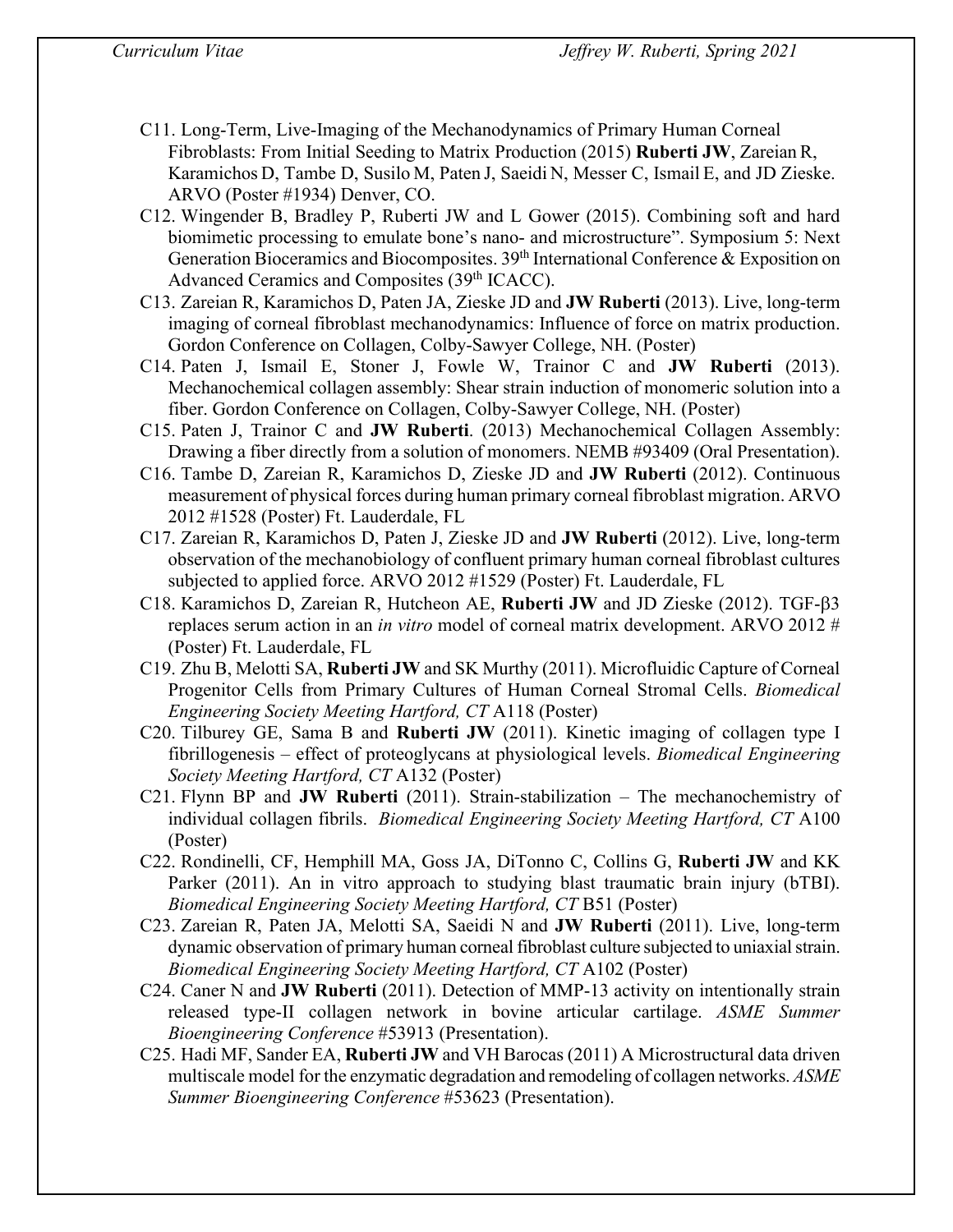C11. Long-Term, Live-Imaging of the Mechanodynamics of Primary Human Corneal Fibroblasts: From Initial Seeding to Matrix Production (2015) **Ruberti JW**, Zareian R, Karamichos D, Tambe D, Susilo M, Paten J, Saeidi N, Messer C, Ismail E, and JD Zieske. ARVO (Poster #1934) Denver, CO.

C12. Wingender B, Bradley P, Ruberti JW and L Gower (2015). Combining soft and hard biomimetic processing to emulate bone's nano- and microstructure". Symposium 5: Next Generation Bioceramics and Biocomposites. 39th International Conference & Exposition on Advanced Ceramics and Composites (39th ICACC).

C13. Zareian R, Karamichos D, Paten JA, Zieske JD and **JW Ruberti** (2013). Live, long-term imaging of corneal fibroblast mechanodynamics: Influence of force on matrix production. Gordon Conference on Collagen, Colby-Sawyer College, NH. (Poster)

C14. Paten J, Ismail E, Stoner J, Fowle W, Trainor C and **JW Ruberti** (2013). Mechanochemical collagen assembly: Shear strain induction of monomeric solution into a fiber. Gordon Conference on Collagen, Colby-Sawyer College, NH. (Poster)

C15. Paten J, Trainor C and **JW Ruberti**. (2013) Mechanochemical Collagen Assembly: Drawing a fiber directly from a solution of monomers. NEMB #93409 (Oral Presentation).

C16. Tambe D, Zareian R, Karamichos D, Zieske JD and **JW Ruberti** (2012). Continuous measurement of physical forces during human primary corneal fibroblast migration. ARVO 2012 #1528 (Poster) Ft. Lauderdale, FL

C17. Zareian R, Karamichos D, Paten J, Zieske JD and **JW Ruberti** (2012). Live, long-term observation of the mechanobiology of confluent primary human corneal fibroblast cultures subjected to applied force. ARVO 2012 #1529 (Poster) Ft. Lauderdale, FL

C18. Karamichos D, Zareian R, Hutcheon AE, **Ruberti JW** and JD Zieske (2012). TGF-β3 replaces serum action in an *in vitro* model of corneal matrix development. ARVO 2012 # (Poster) Ft. Lauderdale, FL

C19. Zhu B, Melotti SA, **Ruberti JW** and SK Murthy (2011). Microfluidic Capture of Corneal Progenitor Cells from Primary Cultures of Human Corneal Stromal Cells. *Biomedical Engineering Society Meeting Hartford, CT* A118 (Poster)

C20. Tilburey GE, Sama B and **Ruberti JW** (2011). Kinetic imaging of collagen type I fibrillogenesis – effect of proteoglycans at physiological levels. *Biomedical Engineering Society Meeting Hartford, CT* A132 (Poster)

C21. Flynn BP and **JW Ruberti** (2011). Strain-stabilization – The mechanochemistry of individual collagen fibrils. *Biomedical Engineering Society Meeting Hartford, CT* A100 (Poster)

C22. Rondinelli, CF, Hemphill MA, Goss JA, DiTonno C, Collins G, **Ruberti JW** and KK Parker (2011). An in vitro approach to studying blast traumatic brain injury (bTBI). *Biomedical Engineering Society Meeting Hartford, CT* B51 (Poster)

C23. Zareian R, Paten JA, Melotti SA, Saeidi N and **JW Ruberti** (2011). Live, long-term dynamic observation of primary human corneal fibroblast culture subjected to uniaxial strain. *Biomedical Engineering Society Meeting Hartford, CT* A102 (Poster)

C24. Caner N and **JW Ruberti** (2011). Detection of MMP-13 activity on intentionally strain released type-II collagen network in bovine articular cartilage. *ASME Summer Bioengineering Conference* #53913 (Presentation).

C25. Hadi MF, Sander EA, **Ruberti JW** and VH Barocas (2011) A Microstructural data driven multiscale model for the enzymatic degradation and remodeling of collagen networks. *ASME Summer Bioengineering Conference* #53623 (Presentation).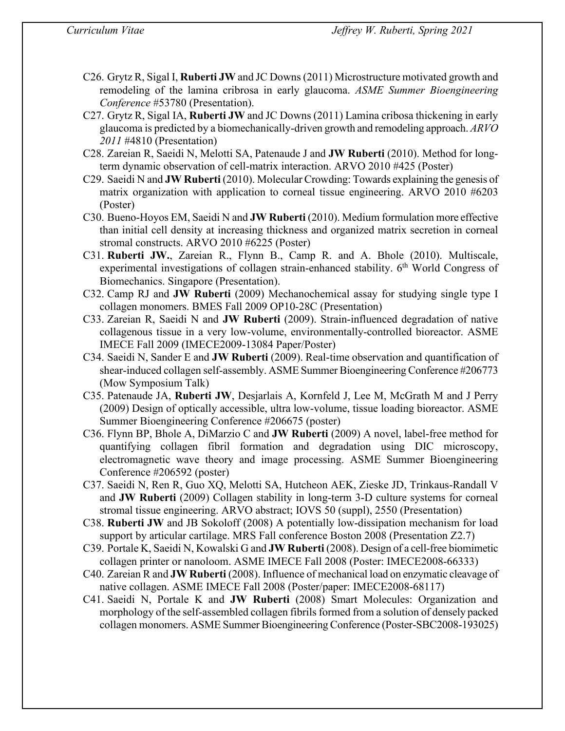C26. Grytz R, Sigal I, **Ruberti JW** and JC Downs (2011) Microstructure motivated growth and remodeling of the lamina cribrosa in early glaucoma. *ASME Summer Bioengineering Conference* #53780 (Presentation).

C27. Grytz R, Sigal IA, **Ruberti JW** and JC Downs (2011) Lamina cribosa thickening in early glaucoma is predicted by a biomechanically-driven growth and remodeling approach. *ARVO 2011* #4810 (Presentation)

C28. Zareian R, Saeidi N, Melotti SA, Patenaude J and **JW Ruberti** (2010). Method for long-term dynamic observation of cell-matrix interaction. ARVO 2010 #425 (Poster)

C29. Saeidi N and **JW Ruberti** (2010). Molecular Crowding: Towards explaining the genesis of matrix organization with application to corneal tissue engineering. ARVO 2010 #6203 (Poster)

C30. Bueno-Hoyos EM, Saeidi N and **JW Ruberti** (2010). Medium formulation more effective than initial cell density at increasing thickness and organized matrix secretion in corneal stromal constructs. ARVO 2010 #6225 (Poster)

C31. **Ruberti JW.**, Zareian R., Flynn B., Camp R. and A. Bhole (2010). Multiscale, experimental investigations of collagen strain-enhanced stability. 6th World Congress of Biomechanics. Singapore (Presentation).

C32. Camp RJ and **JW Ruberti** (2009) Mechanochemical assay for studying single type I collagen monomers. BMES Fall 2009 OP10-28C (Presentation)

C33. Zareian R, Saeidi N and **JW Ruberti** (2009). Strain-influenced degradation of native collagenous tissue in a very low-volume, environmentally-controlled bioreactor. ASME IMECE Fall 2009 (IMECE2009-13084 Paper/Poster)

C34. Saeidi N, Sander E and **JW Ruberti** (2009). Real-time observation and quantification of shear-induced collagen self-assembly. ASME Summer Bioengineering Conference #206773 (Mow Symposium Talk)

C35. Patenaude JA, **Ruberti JW**, Desjarlais A, Kornfeld J, Lee M, McGrath M and J Perry (2009) Design of optically accessible, ultra low-volume, tissue loading bioreactor. ASME Summer Bioengineering Conference #206675 (poster)

C36. Flynn BP, Bhole A, DiMarzio C and **JW Ruberti** (2009) A novel, label-free method for quantifying collagen fibril formation and degradation using DIC microscopy, electromagnetic wave theory and image processing. ASME Summer Bioengineering Conference #206592 (poster)

C37. Saeidi N, Ren R, Guo XQ, Melotti SA, Hutcheon AEK, Zieske JD, Trinkaus-Randall V and **JW Ruberti** (2009) Collagen stability in long-term 3-D culture systems for corneal stromal tissue engineering. ARVO abstract; IOVS 50 (suppl), 2550 (Presentation)

C38. **Ruberti JW** and JB Sokoloff (2008) A potentially low-dissipation mechanism for load support by articular cartilage. MRS Fall conference Boston 2008 (Presentation Z2.7)

C39. Portale K, Saeidi N, Kowalski G and **JW Ruberti** (2008). Design of a cell-free biomimetic collagen printer or nanoloom. ASME IMECE Fall 2008 (Poster: IMECE2008-66333)

C40. Zareian R and **JW Ruberti** (2008). Influence of mechanical load on enzymatic cleavage of native collagen. ASME IMECE Fall 2008 (Poster/paper: IMECE2008-68117)

C41. Saeidi N, Portale K and **JW Ruberti** (2008) Smart Molecules: Organization and morphology of the self-assembled collagen fibrils formed from a solution of densely packed collagen monomers. ASME Summer Bioengineering Conference (Poster-SBC2008-193025)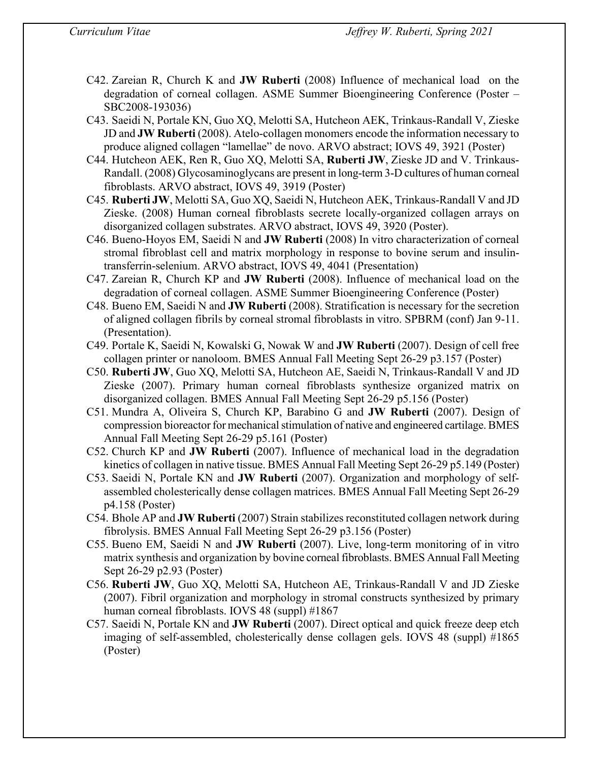C42. Zareian R, Church K and **JW Ruberti** (2008) Influence of mechanical load on the degradation of corneal collagen. ASME Summer Bioengineering Conference (Poster – SBC2008-193036)

C43. Saeidi N, Portale KN, Guo XQ, Melotti SA, Hutcheon AEK, Trinkaus-Randall V, Zieske JD and **JW Ruberti** (2008). Atelo-collagen monomers encode the information necessary to produce aligned collagen "lamellae" de novo. ARVO abstract; IOVS 49, 3921 (Poster)

C44. Hutcheon AEK, Ren R, Guo XQ, Melotti SA, **Ruberti JW**, Zieske JD and V. Trinkaus-Randall. (2008) Glycosaminoglycans are present in long-term 3-D cultures of human corneal fibroblasts. ARVO abstract, IOVS 49, 3919 (Poster)

C45. **Ruberti JW**, Melotti SA, Guo XQ, Saeidi N, Hutcheon AEK, Trinkaus-Randall V and JD Zieske. (2008) Human corneal fibroblasts secrete locally-organized collagen arrays on disorganized collagen substrates. ARVO abstract, IOVS 49, 3920 (Poster).

C46. Bueno-Hoyos EM, Saeidi N and **JW Ruberti** (2008) In vitro characterization of corneal stromal fibroblast cell and matrix morphology in response to bovine serum and insulin-transferrin-selenium. ARVO abstract, IOVS 49, 4041 (Presentation)

C47. Zareian R, Church KP and **JW Ruberti** (2008). Influence of mechanical load on the degradation of corneal collagen. ASME Summer Bioengineering Conference (Poster)

C48. Bueno EM, Saeidi N and **JW Ruberti** (2008). Stratification is necessary for the secretion of aligned collagen fibrils by corneal stromal fibroblasts in vitro. SPBRM (conf) Jan 9-11. (Presentation).

C49. Portale K, Saeidi N, Kowalski G, Nowak W and **JW Ruberti** (2007). Design of cell free collagen printer or nanoloom. BMES Annual Fall Meeting Sept 26-29 p3.157 (Poster)

C50. **Ruberti JW**, Guo XQ, Melotti SA, Hutcheon AE, Saeidi N, Trinkaus-Randall V and JD Zieske (2007). Primary human corneal fibroblasts synthesize organized matrix on disorganized collagen. BMES Annual Fall Meeting Sept 26-29 p5.156 (Poster)

C51. Mundra A, Oliveira S, Church KP, Barabino G and **JW Ruberti** (2007). Design of compression bioreactor for mechanical stimulation of native and engineered cartilage. BMES Annual Fall Meeting Sept 26-29 p5.161 (Poster)

C52. Church KP and **JW Ruberti** (2007). Influence of mechanical load in the degradation kinetics of collagen in native tissue. BMES Annual Fall Meeting Sept 26-29 p5.149 (Poster)

C53. Saeidi N, Portale KN and **JW Ruberti** (2007). Organization and morphology of self-assembled cholesterically dense collagen matrices. BMES Annual Fall Meeting Sept 26-29 p4.158 (Poster)

C54. Bhole AP and **JW Ruberti** (2007) Strain stabilizes reconstituted collagen network during fibrolysis. BMES Annual Fall Meeting Sept 26-29 p3.156 (Poster)

C55. Bueno EM, Saeidi N and **JW Ruberti** (2007). Live, long-term monitoring of in vitro matrix synthesis and organization by bovine corneal fibroblasts. BMES Annual Fall Meeting Sept 26-29 p2.93 (Poster)

C56. **Ruberti JW**, Guo XQ, Melotti SA, Hutcheon AE, Trinkaus-Randall V and JD Zieske (2007). Fibril organization and morphology in stromal constructs synthesized by primary human corneal fibroblasts. IOVS 48 (suppl) #1867

C57. Saeidi N, Portale KN and **JW Ruberti** (2007). Direct optical and quick freeze deep etch imaging of self-assembled, cholesterically dense collagen gels. IOVS 48 (suppl) #1865 (Poster)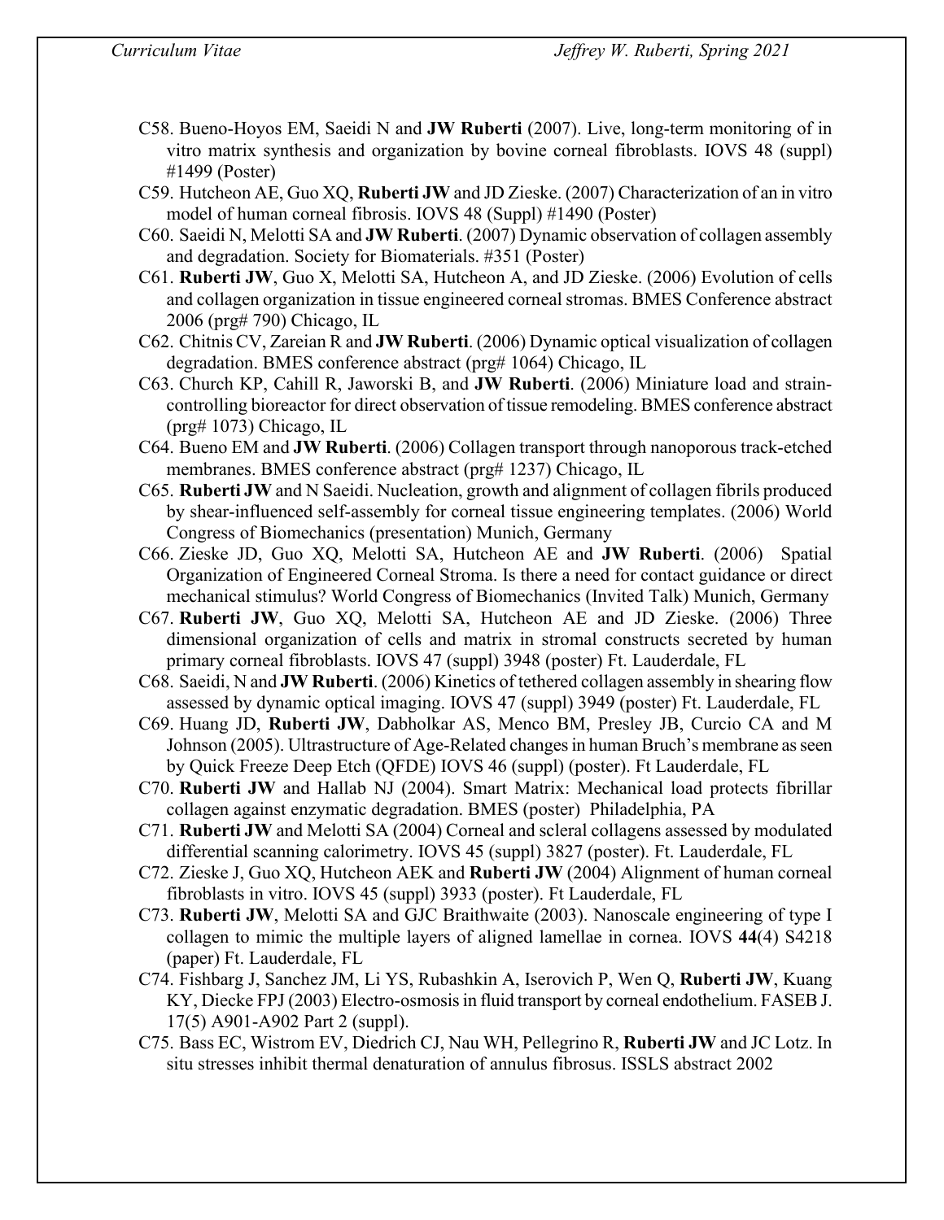C58. Bueno-Hoyos EM, Saeidi N and **JW Ruberti** (2007). Live, long-term monitoring of in vitro matrix synthesis and organization by bovine corneal fibroblasts. IOVS 48 (suppl) #1499 (Poster)

C59. Hutcheon AE, Guo XQ, **Ruberti JW** and JD Zieske. (2007) Characterization of an in vitro model of human corneal fibrosis. IOVS 48 (Suppl) #1490 (Poster)

C60. Saeidi N, Melotti SA and **JW Ruberti**. (2007) Dynamic observation of collagen assembly and degradation. Society for Biomaterials. #351 (Poster)

C61. **Ruberti JW**, Guo X, Melotti SA, Hutcheon A, and JD Zieske. (2006) Evolution of cells and collagen organization in tissue engineered corneal stromas. BMES Conference abstract 2006 (prg# 790) Chicago, IL

C62. Chitnis CV, Zareian R and **JW Ruberti**. (2006) Dynamic optical visualization of collagen degradation. BMES conference abstract (prg# 1064) Chicago, IL

C63. Church KP, Cahill R, Jaworski B, and **JW Ruberti**. (2006) Miniature load and strain-controlling bioreactor for direct observation of tissue remodeling. BMES conference abstract (prg# 1073) Chicago, IL

C64. Bueno EM and **JW Ruberti**. (2006) Collagen transport through nanoporous track-etched membranes. BMES conference abstract (prg# 1237) Chicago, IL

C65. **Ruberti JW** and N Saeidi. Nucleation, growth and alignment of collagen fibrils produced by shear-influenced self-assembly for corneal tissue engineering templates. (2006) World Congress of Biomechanics (presentation) Munich, Germany

C66. Zieske JD, Guo XQ, Melotti SA, Hutcheon AE and **JW Ruberti**. (2006) Spatial Organization of Engineered Corneal Stroma. Is there a need for contact guidance or direct mechanical stimulus? World Congress of Biomechanics (Invited Talk) Munich, Germany

C67. **Ruberti JW**, Guo XQ, Melotti SA, Hutcheon AE and JD Zieske. (2006) Three dimensional organization of cells and matrix in stromal constructs secreted by human primary corneal fibroblasts. IOVS 47 (suppl) 3948 (poster) Ft. Lauderdale, FL

C68. Saeidi, N and **JW Ruberti**. (2006) Kinetics of tethered collagen assembly in shearing flow assessed by dynamic optical imaging. IOVS 47 (suppl) 3949 (poster) Ft. Lauderdale, FL

C69. Huang JD, **Ruberti JW**, Dabholkar AS, Menco BM, Presley JB, Curcio CA and M Johnson (2005). Ultrastructure of Age-Related changes in human Bruch's membrane as seen by Quick Freeze Deep Etch (QFDE) IOVS 46 (suppl) (poster). Ft Lauderdale, FL

C70. **Ruberti JW** and Hallab NJ (2004). Smart Matrix: Mechanical load protects fibrillar collagen against enzymatic degradation. BMES (poster) Philadelphia, PA

C71. **Ruberti JW** and Melotti SA (2004) Corneal and scleral collagens assessed by modulated differential scanning calorimetry. IOVS 45 (suppl) 3827 (poster). Ft. Lauderdale, FL

C72. Zieske J, Guo XQ, Hutcheon AEK and **Ruberti JW** (2004) Alignment of human corneal fibroblasts in vitro. IOVS 45 (suppl) 3933 (poster). Ft Lauderdale, FL

C73. **Ruberti JW**, Melotti SA and GJC Braithwaite (2003). Nanoscale engineering of type I collagen to mimic the multiple layers of aligned lamellae in cornea. IOVS **44**(4) S4218 (paper) Ft. Lauderdale, FL

C74. Fishbarg J, Sanchez JM, Li YS, Rubashkin A, Iserovich P, Wen Q, **Ruberti JW**, Kuang KY, Diecke FPJ (2003) Electro-osmosis in fluid transport by corneal endothelium. FASEB J. 17(5) A901-A902 Part 2 (suppl).

C75. Bass EC, Wistrom EV, Diedrich CJ, Nau WH, Pellegrino R, **Ruberti JW** and JC Lotz. In situ stresses inhibit thermal denaturation of annulus fibrosus. ISSLS abstract 2002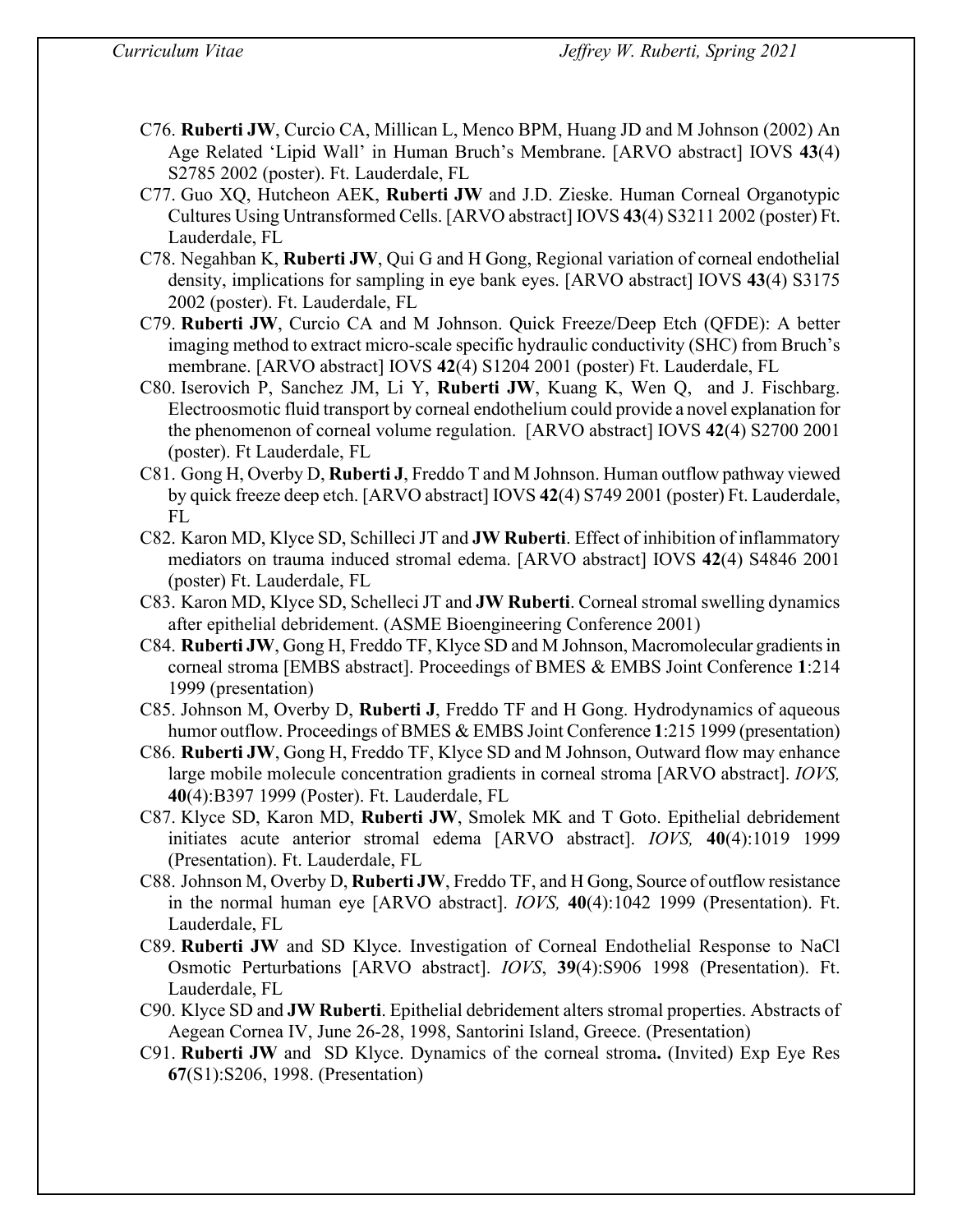C76. **Ruberti JW**, Curcio CA, Millican L, Menco BPM, Huang JD and M Johnson (2002) An Age Related 'Lipid Wall' in Human Bruch's Membrane. [ARVO abstract] IOVS **43**(4) S2785 2002 (poster). Ft. Lauderdale, FL

C77. Guo XQ, Hutcheon AEK, **Ruberti JW** and J.D. Zieske. Human Corneal Organotypic Cultures Using Untransformed Cells. [ARVO abstract] IOVS **43**(4) S3211 2002 (poster) Ft. Lauderdale, FL

C78. Negahban K, **Ruberti JW**, Qui G and H Gong, Regional variation of corneal endothelial density, implications for sampling in eye bank eyes. [ARVO abstract] IOVS **43**(4) S3175 2002 (poster). Ft. Lauderdale, FL

C79. **Ruberti JW**, Curcio CA and M Johnson. Quick Freeze/Deep Etch (QFDE): A better imaging method to extract micro-scale specific hydraulic conductivity (SHC) from Bruch's membrane. [ARVO abstract] IOVS **42**(4) S1204 2001 (poster) Ft. Lauderdale, FL

C80. Iserovich P, Sanchez JM, Li Y, **Ruberti JW**, Kuang K, Wen Q, and J. Fischbarg. Electroosmotic fluid transport by corneal endothelium could provide a novel explanation for the phenomenon of corneal volume regulation. [ARVO abstract] IOVS **42**(4) S2700 2001 (poster). Ft Lauderdale, FL

C81. Gong H, Overby D, **Ruberti J**, Freddo T and M Johnson. Human outflow pathway viewed by quick freeze deep etch. [ARVO abstract] IOVS **42**(4) S749 2001 (poster) Ft. Lauderdale, FL

C82. Karon MD, Klyce SD, Schilleci JT and **JW Ruberti**. Effect of inhibition of inflammatory mediators on trauma induced stromal edema. [ARVO abstract] IOVS **42**(4) S4846 2001 (poster) Ft. Lauderdale, FL

C83. Karon MD, Klyce SD, Schelleci JT and **JW Ruberti**. Corneal stromal swelling dynamics after epithelial debridement. (ASME Bioengineering Conference 2001)

C84. **Ruberti JW**, Gong H, Freddo TF, Klyce SD and M Johnson, Macromolecular gradients in corneal stroma [EMBS abstract]. Proceedings of BMES & EMBS Joint Conference **1**:214 1999 (presentation)

C85. Johnson M, Overby D, **Ruberti J**, Freddo TF and H Gong. Hydrodynamics of aqueous humor outflow. Proceedings of BMES & EMBS Joint Conference **1**:215 1999 (presentation)

C86. **Ruberti JW**, Gong H, Freddo TF, Klyce SD and M Johnson, Outward flow may enhance large mobile molecule concentration gradients in corneal stroma [ARVO abstract]. *IOVS,* **40**(4):B397 1999 (Poster). Ft. Lauderdale, FL

C87. Klyce SD, Karon MD, **Ruberti JW**, Smolek MK and T Goto. Epithelial debridement initiates acute anterior stromal edema [ARVO abstract]. *IOVS,* **40**(4):1019 1999 (Presentation). Ft. Lauderdale, FL

C88. Johnson M, Overby D, **Ruberti JW**, Freddo TF, and H Gong, Source of outflow resistance in the normal human eye [ARVO abstract]. *IOVS,* **40**(4):1042 1999 (Presentation). Ft. Lauderdale, FL

C89. **Ruberti JW** and SD Klyce. Investigation of Corneal Endothelial Response to NaCl Osmotic Perturbations [ARVO abstract]. *IOVS*, **39**(4):S906 1998 (Presentation). Ft. Lauderdale, FL

C90. Klyce SD and **JW Ruberti**. Epithelial debridement alters stromal properties. Abstracts of Aegean Cornea IV, June 26-28, 1998, Santorini Island, Greece. (Presentation)

C91. **Ruberti JW** and SD Klyce. Dynamics of the corneal stroma**.** (Invited) Exp Eye Res **67**(S1):S206, 1998. (Presentation)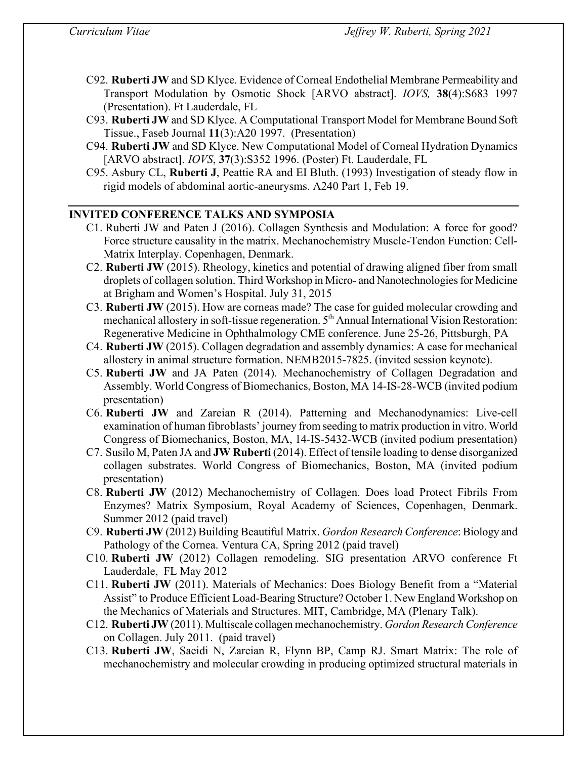C92. **Ruberti JW** and SD Klyce. Evidence of Corneal Endothelial Membrane Permeability and Transport Modulation by Osmotic Shock [ARVO abstract]. *IOVS,* **38**(4):S683 1997 (Presentation). Ft Lauderdale, FL

C93. **Ruberti JW** and SD Klyce. A Computational Transport Model for Membrane Bound Soft Tissue., Faseb Journal **11**(3):A20 1997. (Presentation)

C94. **Ruberti JW** and SD Klyce. New Computational Model of Corneal Hydration Dynamics [ARVO abstract]. *IOVS*, **37**(3):S352 1996. (Poster) Ft. Lauderdale, FL

C95. Asbury CL, **Ruberti J**, Peattie RA and EI Bluth. (1993) Investigation of steady flow in rigid models of abdominal aortic-aneurysms. A240 Part 1, Feb 19.

## INVITED CONFERENCE TALKS AND SYMPOSIA

C1. Ruberti JW and Paten J (2016). Collagen Synthesis and Modulation: A force for good? Force structure causality in the matrix. Mechanochemistry Muscle-Tendon Function: Cell-Matrix Interplay. Copenhagen, Denmark.

C2. **Ruberti JW** (2015). Rheology, kinetics and potential of drawing aligned fiber from small droplets of collagen solution. Third Workshop in Micro- and Nanotechnologies for Medicine at Brigham and Women's Hospital. July 31, 2015

C3. **Ruberti JW** (2015). How are corneas made? The case for guided molecular crowding and mechanical allostery in soft-tissue regeneration. 5th Annual International Vision Restoration: Regenerative Medicine in Ophthalmology CME conference. June 25-26, Pittsburgh, PA

C4. **Ruberti JW** (2015). Collagen degradation and assembly dynamics: A case for mechanical allostery in animal structure formation. NEMB2015-7825. (invited session keynote).

C5. **Ruberti JW** and JA Paten (2014). Mechanochemistry of Collagen Degradation and Assembly. World Congress of Biomechanics, Boston, MA 14-IS-28-WCB (invited podium presentation)

C6. **Ruberti JW** and Zareian R (2014). Patterning and Mechanodynamics: Live-cell examination of human fibroblasts' journey from seeding to matrix production in vitro. World Congress of Biomechanics, Boston, MA, 14-IS-5432-WCB (invited podium presentation)

C7. Susilo M, Paten JA and **JW Ruberti** (2014). Effect of tensile loading to dense disorganized collagen substrates. World Congress of Biomechanics, Boston, MA (invited podium presentation)

C8. **Ruberti JW** (2012) Mechanochemistry of Collagen. Does load Protect Fibrils From Enzymes? Matrix Symposium, Royal Academy of Sciences, Copenhagen, Denmark. Summer 2012 (paid travel)

C9. **Ruberti JW** (2012) Building Beautiful Matrix. *Gordon Research Conference*: Biology and Pathology of the Cornea. Ventura CA, Spring 2012 (paid travel)

C10. **Ruberti JW** (2012) Collagen remodeling. SIG presentation ARVO conference Ft Lauderdale, FL May 2012

C11. **Ruberti JW** (2011). Materials of Mechanics: Does Biology Benefit from a "Material Assist" to Produce Efficient Load-Bearing Structure? October 1. New England Workshop on the Mechanics of Materials and Structures. MIT, Cambridge, MA (Plenary Talk).

C12. **Ruberti JW** (2011). Multiscale collagen mechanochemistry. *Gordon Research Conference* on Collagen. July 2011. (paid travel)

C13. **Ruberti JW**, Saeidi N, Zareian R, Flynn BP, Camp RJ. Smart Matrix: The role of mechanochemistry and molecular crowding in producing optimized structural materials in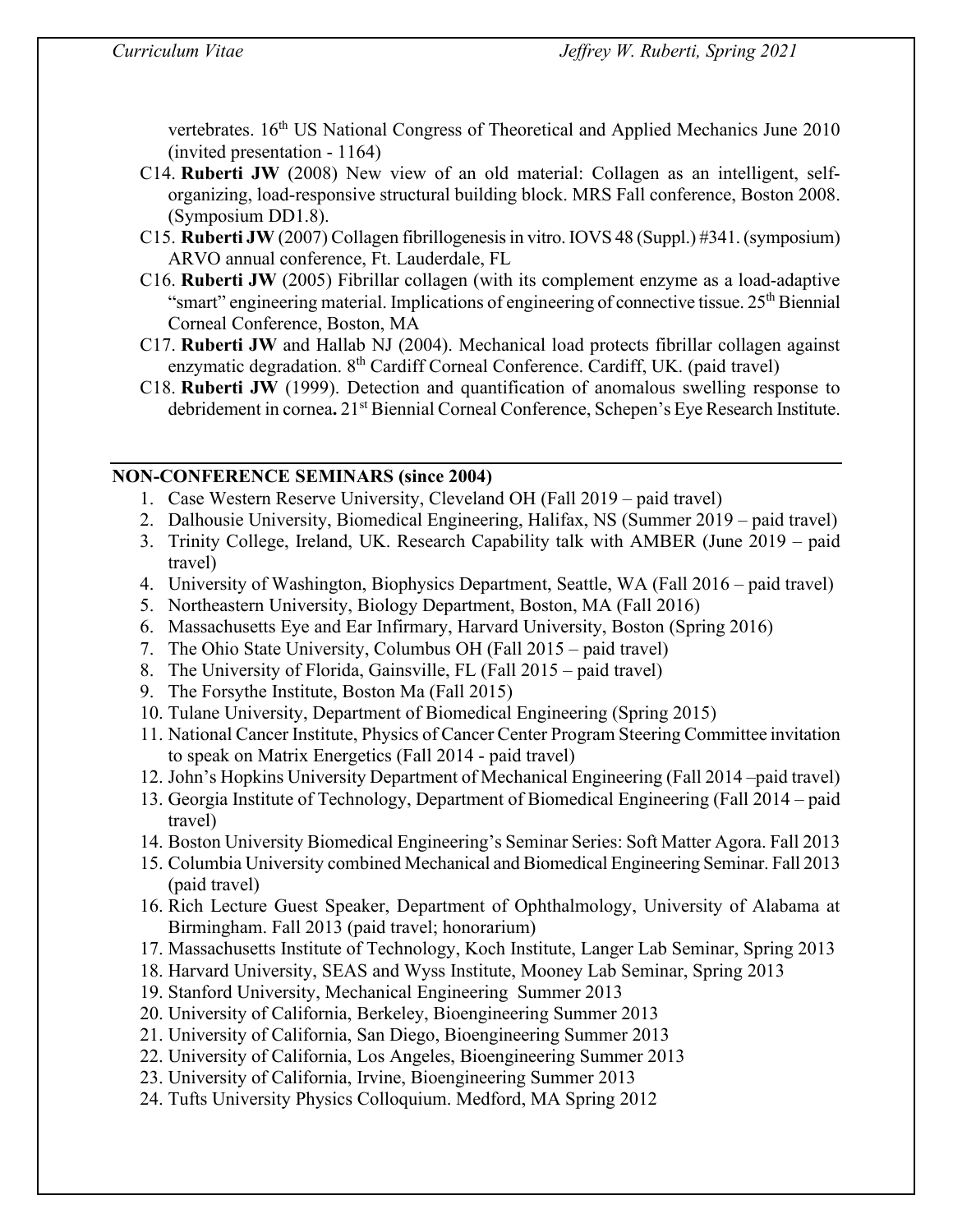vertebrates. 16th US National Congress of Theoretical and Applied Mechanics June 2010 (invited presentation - 1164)

C14. **Ruberti JW** (2008) New view of an old material: Collagen as an intelligent, self-organizing, load-responsive structural building block. MRS Fall conference, Boston 2008. (Symposium DD1.8).

C15. **Ruberti JW** (2007) Collagen fibrillogenesis in vitro. IOVS 48 (Suppl.) #341. (symposium) ARVO annual conference, Ft. Lauderdale, FL

C16. **Ruberti JW** (2005) Fibrillar collagen (with its complement enzyme as a load-adaptive "smart" engineering material. Implications of engineering of connective tissue. 25th Biennial Corneal Conference, Boston, MA

C17. **Ruberti JW** and Hallab NJ (2004). Mechanical load protects fibrillar collagen against enzymatic degradation. 8th Cardiff Corneal Conference. Cardiff, UK. (paid travel)

C18. **Ruberti JW** (1999). Detection and quantification of anomalous swelling response to debridement in cornea**.** 21st Biennial Corneal Conference, Schepen's Eye Research Institute.

## NON-CONFERENCE SEMINARS (since 2004)

1. Case Western Reserve University, Cleveland OH (Fall 2019 – paid travel)
2. Dalhousie University, Biomedical Engineering, Halifax, NS (Summer 2019 – paid travel)
3. Trinity College, Ireland, UK. Research Capability talk with AMBER (June 2019 – paid travel)
4. University of Washington, Biophysics Department, Seattle, WA (Fall 2016 – paid travel)
5. Northeastern University, Biology Department, Boston, MA (Fall 2016)
6. Massachusetts Eye and Ear Infirmary, Harvard University, Boston (Spring 2016)
7. The Ohio State University, Columbus OH (Fall 2015 – paid travel)
8. The University of Florida, Gainsville, FL (Fall 2015 – paid travel)
9. The Forsythe Institute, Boston Ma (Fall 2015)
10. Tulane University, Department of Biomedical Engineering (Spring 2015)
11. National Cancer Institute, Physics of Cancer Center Program Steering Committee invitation to speak on Matrix Energetics (Fall 2014 - paid travel)
12. John's Hopkins University Department of Mechanical Engineering (Fall 2014 –paid travel)
13. Georgia Institute of Technology, Department of Biomedical Engineering (Fall 2014 – paid travel)
14. Boston University Biomedical Engineering's Seminar Series: Soft Matter Agora. Fall 2013
15. Columbia University combined Mechanical and Biomedical Engineering Seminar. Fall 2013 (paid travel)
16. Rich Lecture Guest Speaker, Department of Ophthalmology, University of Alabama at Birmingham. Fall 2013 (paid travel; honorarium)
17. Massachusetts Institute of Technology, Koch Institute, Langer Lab Seminar, Spring 2013
18. Harvard University, SEAS and Wyss Institute, Mooney Lab Seminar, Spring 2013
19. Stanford University, Mechanical Engineering Summer 2013
20. University of California, Berkeley, Bioengineering Summer 2013
21. University of California, San Diego, Bioengineering Summer 2013
22. University of California, Los Angeles, Bioengineering Summer 2013
23. University of California, Irvine, Bioengineering Summer 2013
24. Tufts University Physics Colloquium. Medford, MA Spring 2012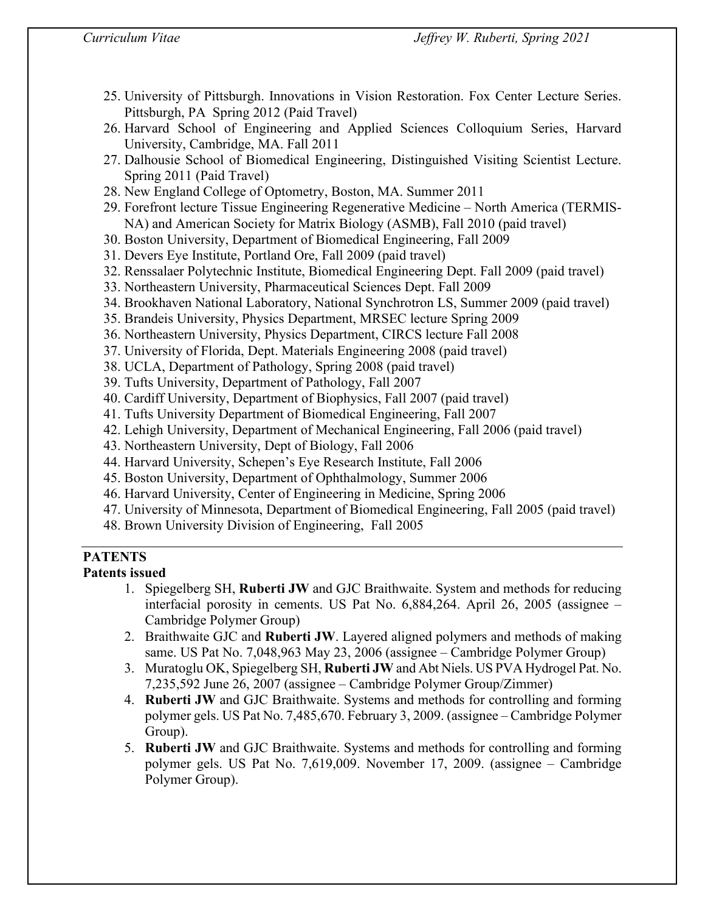25. University of Pittsburgh. Innovations in Vision Restoration. Fox Center Lecture Series. Pittsburgh, PA Spring 2012 (Paid Travel)
26. Harvard School of Engineering and Applied Sciences Colloquium Series, Harvard University, Cambridge, MA. Fall 2011
27. Dalhousie School of Biomedical Engineering, Distinguished Visiting Scientist Lecture. Spring 2011 (Paid Travel)
28. New England College of Optometry, Boston, MA. Summer 2011
29. Forefront lecture Tissue Engineering Regenerative Medicine – North America (TERMIS-NA) and American Society for Matrix Biology (ASMB), Fall 2010 (paid travel)
30. Boston University, Department of Biomedical Engineering, Fall 2009
31. Devers Eye Institute, Portland Ore, Fall 2009 (paid travel)
32. Renssalaer Polytechnic Institute, Biomedical Engineering Dept. Fall 2009 (paid travel)
33. Northeastern University, Pharmaceutical Sciences Dept. Fall 2009
34. Brookhaven National Laboratory, National Synchrotron LS, Summer 2009 (paid travel)
35. Brandeis University, Physics Department, MRSEC lecture Spring 2009
36. Northeastern University, Physics Department, CIRCS lecture Fall 2008
37. University of Florida, Dept. Materials Engineering 2008 (paid travel)
38. UCLA, Department of Pathology, Spring 2008 (paid travel)
39. Tufts University, Department of Pathology, Fall 2007
40. Cardiff University, Department of Biophysics, Fall 2007 (paid travel)
41. Tufts University Department of Biomedical Engineering, Fall 2007
42. Lehigh University, Department of Mechanical Engineering, Fall 2006 (paid travel)
43. Northeastern University, Dept of Biology, Fall 2006
44. Harvard University, Schepen's Eye Research Institute, Fall 2006
45. Boston University, Department of Ophthalmology, Summer 2006
46. Harvard University, Center of Engineering in Medicine, Spring 2006
47. University of Minnesota, Department of Biomedical Engineering, Fall 2005 (paid travel)
48. Brown University Division of Engineering, Fall 2005

## PATENTS

### Patents issued

1. Spiegelberg SH, **Ruberti JW** and GJC Braithwaite. System and methods for reducing interfacial porosity in cements. US Pat No. 6,884,264. April 26, 2005 (assignee – Cambridge Polymer Group)
2. Braithwaite GJC and **Ruberti JW**. Layered aligned polymers and methods of making same. US Pat No. 7,048,963 May 23, 2006 (assignee – Cambridge Polymer Group)
3. Muratoglu OK, Spiegelberg SH, **Ruberti JW** and Abt Niels. US PVA Hydrogel Pat. No. 7,235,592 June 26, 2007 (assignee – Cambridge Polymer Group/Zimmer)
4. **Ruberti JW** and GJC Braithwaite. Systems and methods for controlling and forming polymer gels. US Pat No. 7,485,670. February 3, 2009. (assignee – Cambridge Polymer Group).
5. **Ruberti JW** and GJC Braithwaite. Systems and methods for controlling and forming polymer gels. US Pat No. 7,619,009. November 17, 2009. (assignee – Cambridge Polymer Group).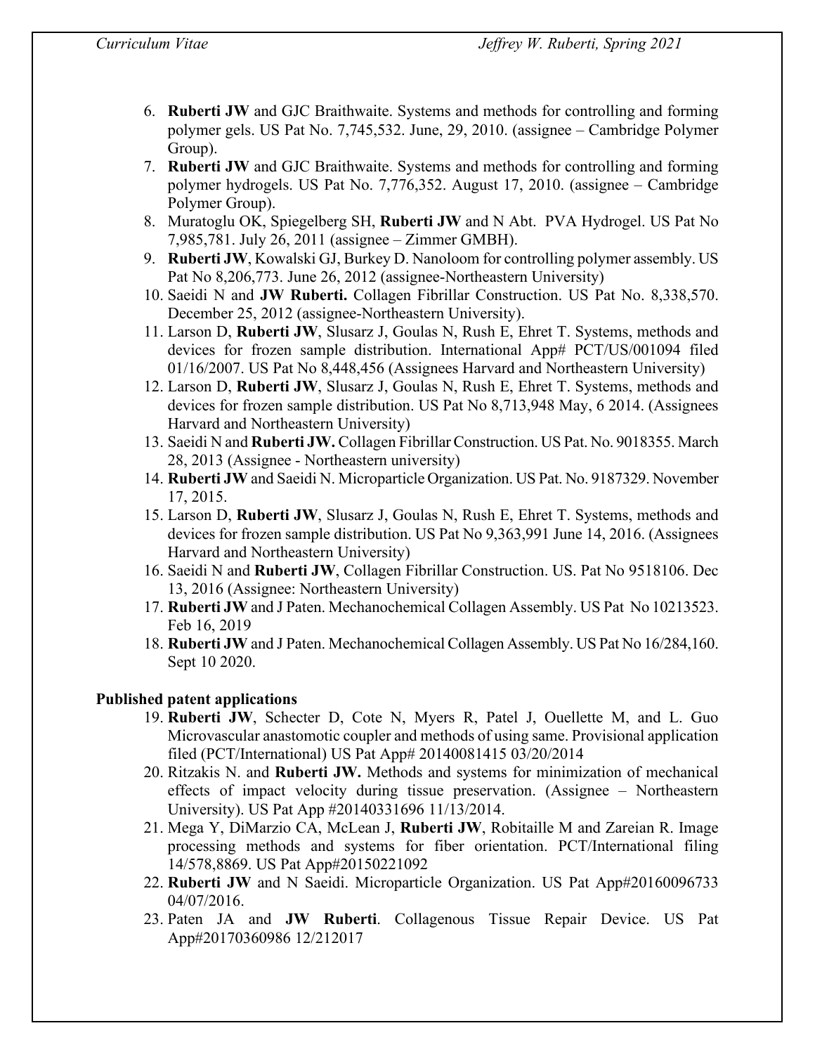6. **Ruberti JW** and GJC Braithwaite. Systems and methods for controlling and forming polymer gels. US Pat No. 7,745,532. June, 29, 2010. (assignee – Cambridge Polymer Group).
7. **Ruberti JW** and GJC Braithwaite. Systems and methods for controlling and forming polymer hydrogels. US Pat No. 7,776,352. August 17, 2010. (assignee – Cambridge Polymer Group).
8. Muratoglu OK, Spiegelberg SH, **Ruberti JW** and N Abt. PVA Hydrogel. US Pat No 7,985,781. July 26, 2011 (assignee – Zimmer GMBH).
9. **Ruberti JW**, Kowalski GJ, Burkey D. Nanoloom for controlling polymer assembly. US Pat No 8,206,773. June 26, 2012 (assignee-Northeastern University)
10. Saeidi N and **JW Ruberti.** Collagen Fibrillar Construction. US Pat No. 8,338,570. December 25, 2012 (assignee-Northeastern University).
11. Larson D, **Ruberti JW**, Slusarz J, Goulas N, Rush E, Ehret T. Systems, methods and devices for frozen sample distribution. International App# PCT/US/001094 filed 01/16/2007. US Pat No 8,448,456 (Assignees Harvard and Northeastern University)
12. Larson D, **Ruberti JW**, Slusarz J, Goulas N, Rush E, Ehret T. Systems, methods and devices for frozen sample distribution. US Pat No 8,713,948 May, 6 2014. (Assignees Harvard and Northeastern University)
13. Saeidi N and **Ruberti JW.** Collagen Fibrillar Construction. US Pat. No. 9018355. March 28, 2013 (Assignee - Northeastern university)
14. **Ruberti JW** and Saeidi N. Microparticle Organization. US Pat. No. 9187329. November 17, 2015.
15. Larson D, **Ruberti JW**, Slusarz J, Goulas N, Rush E, Ehret T. Systems, methods and devices for frozen sample distribution. US Pat No 9,363,991 June 14, 2016. (Assignees Harvard and Northeastern University)
16. Saeidi N and **Ruberti JW**, Collagen Fibrillar Construction. US. Pat No 9518106. Dec 13, 2016 (Assignee: Northeastern University)
17. **Ruberti JW** and J Paten. Mechanochemical Collagen Assembly. US Pat No 10213523. Feb 16, 2019
18. **Ruberti JW** and J Paten. Mechanochemical Collagen Assembly. US Pat No 16/284,160. Sept 10 2020.

**Published patent applications**

19. **Ruberti JW**, Schecter D, Cote N, Myers R, Patel J, Ouellette M, and L. Guo Microvascular anastomotic coupler and methods of using same. Provisional application filed (PCT/International) US Pat App# 20140081415 03/20/2014
20. Ritzakis N. and **Ruberti JW.** Methods and systems for minimization of mechanical effects of impact velocity during tissue preservation. (Assignee – Northeastern University). US Pat App #20140331696 11/13/2014.
21. Mega Y, DiMarzio CA, McLean J, **Ruberti JW**, Robitaille M and Zareian R. Image processing methods and systems for fiber orientation. PCT/International filing 14/578,8869. US Pat App#20150221092
22. **Ruberti JW** and N Saeidi. Microparticle Organization. US Pat App#20160096733 04/07/2016.
23. Paten JA and **JW Ruberti**. Collagenous Tissue Repair Device. US Pat App#20170360986 12/212017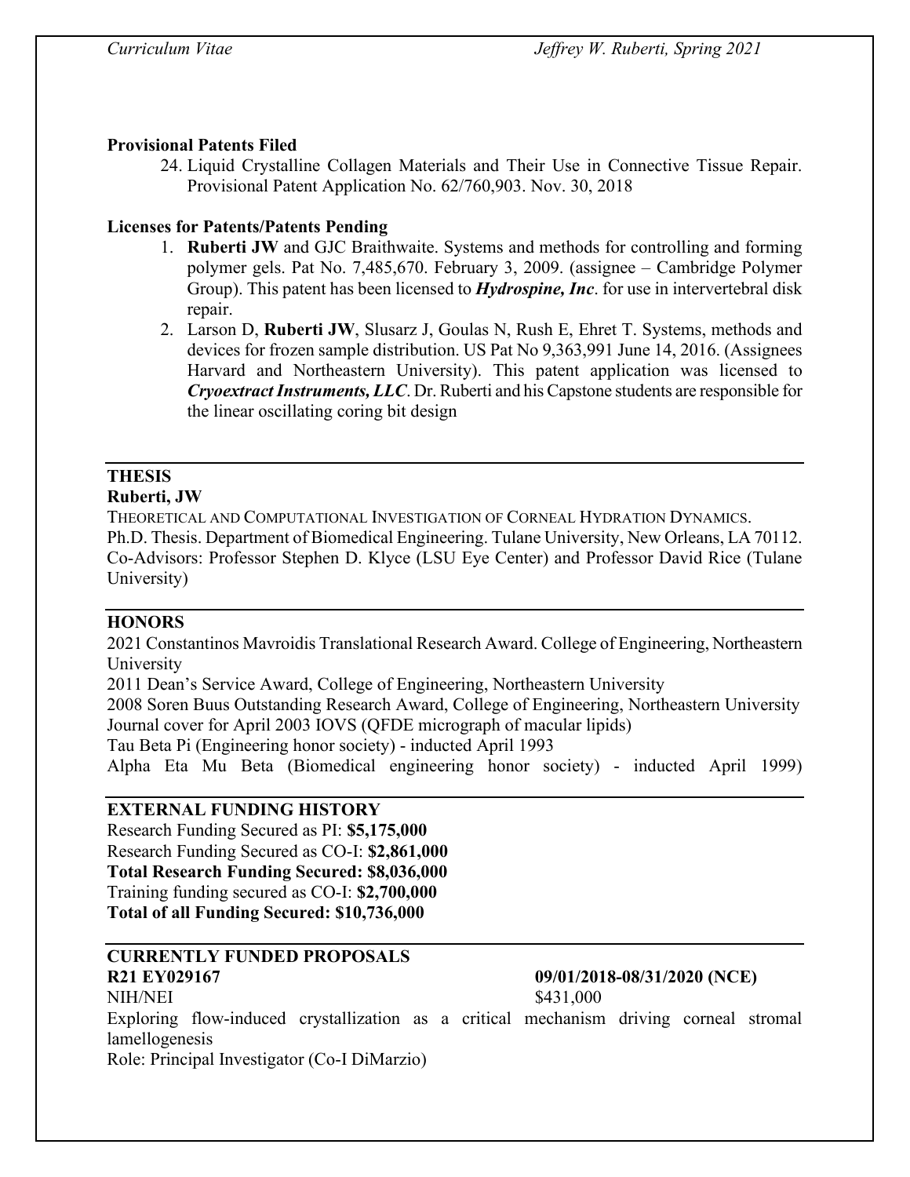**Provisional Patents Filed**

24. Liquid Crystalline Collagen Materials and Their Use in Connective Tissue Repair. Provisional Patent Application No. 62/760,903. Nov. 30, 2018

**Licenses for Patents/Patents Pending**

1. **Ruberti JW** and GJC Braithwaite. Systems and methods for controlling and forming polymer gels. Pat No. 7,485,670. February 3, 2009. (assignee – Cambridge Polymer Group). This patent has been licensed to ***Hydrospine, Inc***. for use in intervertebral disk repair.
2. Larson D, **Ruberti JW**, Slusarz J, Goulas N, Rush E, Ehret T. Systems, methods and devices for frozen sample distribution. US Pat No 9,363,991 June 14, 2016. (Assignees Harvard and Northeastern University). This patent application was licensed to ***Cryoextract Instruments, LLC***. Dr. Ruberti and his Capstone students are responsible for the linear oscillating coring bit design

## THESIS

**Ruberti, JW**

THEORETICAL AND COMPUTATIONAL INVESTIGATION OF CORNEAL HYDRATION DYNAMICS.
Ph.D. Thesis. Department of Biomedical Engineering. Tulane University, New Orleans, LA 70112. Co-Advisors: Professor Stephen D. Klyce (LSU Eye Center) and Professor David Rice (Tulane University)

## HONORS

2021 Constantinos Mavroidis Translational Research Award. College of Engineering, Northeastern University
2011 Dean's Service Award, College of Engineering, Northeastern University
2008 Soren Buus Outstanding Research Award, College of Engineering, Northeastern University
Journal cover for April 2003 IOVS (QFDE micrograph of macular lipids)
Tau Beta Pi (Engineering honor society) - inducted April 1993
Alpha Eta Mu Beta (Biomedical engineering honor society) - inducted April 1999)

## EXTERNAL FUNDING HISTORY

Research Funding Secured as PI: **$5,175,000**
Research Funding Secured as CO-I: **$2,861,000**
**Total Research Funding Secured: $8,036,000**
Training funding secured as CO-I: **$2,700,000**
**Total of all Funding Secured: $10,736,000**

## CURRENTLY FUNDED PROPOSALS

**R21 EY029167** **09/01/2018-08/31/2020 (NCE)**
NIH/NEI $431,000
Exploring flow-induced crystallization as a critical mechanism driving corneal stromal lamellogenesis
Role: Principal Investigator (Co-I DiMarzio)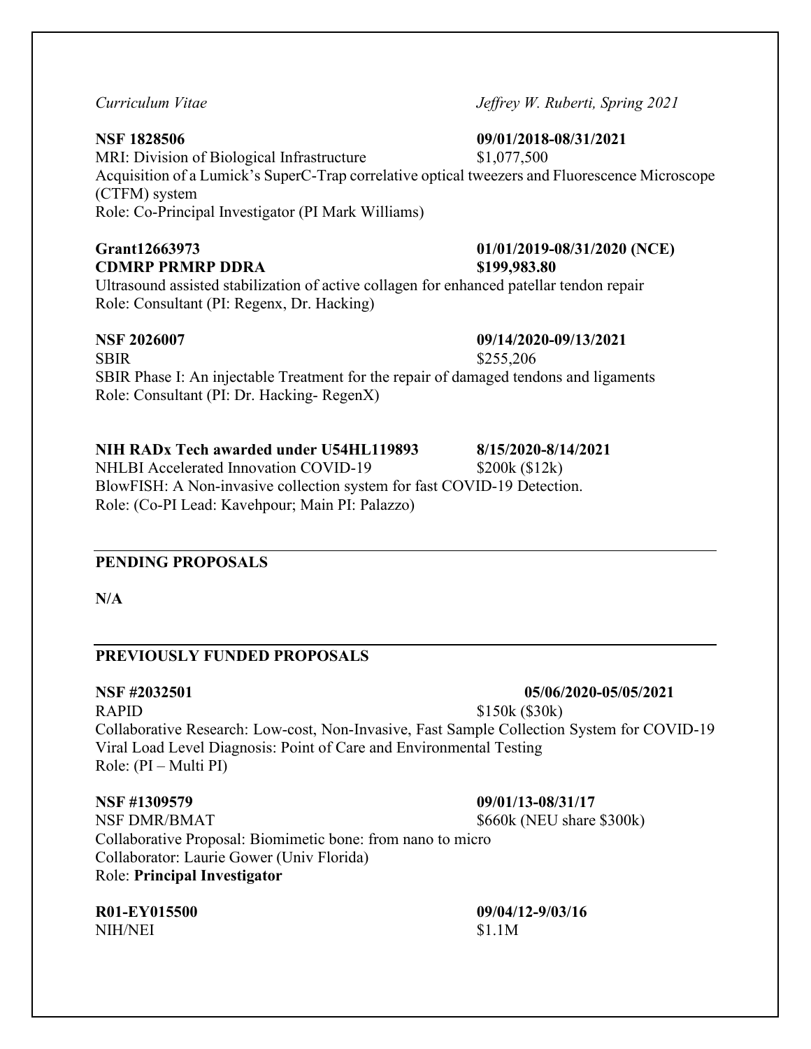**NSF 1828506** **09/01/2018-08/31/2021**
MRI: Division of Biological Infrastructure $1,077,500
Acquisition of a Lumick's SuperC-Trap correlative optical tweezers and Fluorescence Microscope (CTFM) system
Role: Co-Principal Investigator (PI Mark Williams)

**Grant12663973** **01/01/2019-08/31/2020 (NCE)**
**CDMRP PRMRP DDRA** **$199,983.80**
Ultrasound assisted stabilization of active collagen for enhanced patellar tendon repair
Role: Consultant (PI: Regenx, Dr. Hacking)

**NSF 2026007** **09/14/2020-09/13/2021**
SBIR $255,206
SBIR Phase I: An injectable Treatment for the repair of damaged tendons and ligaments
Role: Consultant (PI: Dr. Hacking- RegenX)

**NIH RADx Tech awarded under U54HL119893** **8/15/2020-8/14/2021**
NHLBI Accelerated Innovation COVID-19 $200k ($12k)
BlowFISH: A Non-invasive collection system for fast COVID-19 Detection.
Role: (Co-PI Lead: Kavehpour; Main PI: Palazzo)

## PENDING PROPOSALS

**N/A**

## PREVIOUSLY FUNDED PROPOSALS

**NSF #2032501** **05/06/2020-05/05/2021**
RAPID $150k ($30k)
Collaborative Research: Low-cost, Non-Invasive, Fast Sample Collection System for COVID-19 Viral Load Level Diagnosis: Point of Care and Environmental Testing
Role: (PI – Multi PI)

**NSF #1309579** **09/01/13-08/31/17**
NSF DMR/BMAT $660k (NEU share $300k)
Collaborative Proposal: Biomimetic bone: from nano to micro
Collaborator: Laurie Gower (Univ Florida)
Role: **Principal Investigator**

**R01-EY015500** **09/04/12-9/03/16**
NIH/NEI $1.1M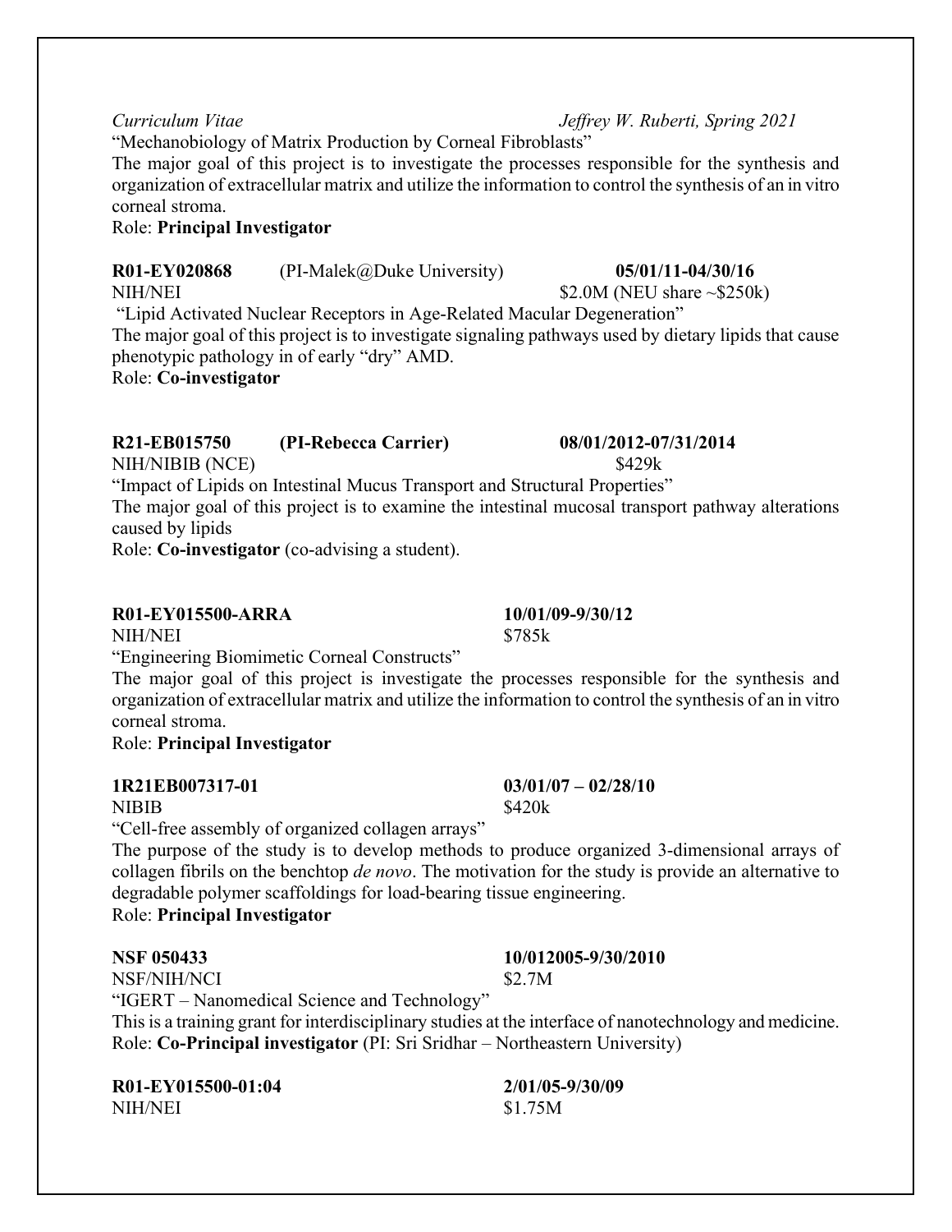"Mechanobiology of Matrix Production by Corneal Fibroblasts"
The major goal of this project is to investigate the processes responsible for the synthesis and organization of extracellular matrix and utilize the information to control the synthesis of an in vitro corneal stroma.
Role: **Principal Investigator**

**R01-EY020868** (PI-Malek@Duke University) **05/01/11-04/30/16**
NIH/NEI $2.0M (NEU share ~$250k)
"Lipid Activated Nuclear Receptors in Age-Related Macular Degeneration"
The major goal of this project is to investigate signaling pathways used by dietary lipids that cause phenotypic pathology in of early "dry" AMD.
Role: **Co-investigator**

**R21-EB015750** **(PI-Rebecca Carrier)** **08/01/2012-07/31/2014**
NIH/NIBIB (NCE) $429k
"Impact of Lipids on Intestinal Mucus Transport and Structural Properties"
The major goal of this project is to examine the intestinal mucosal transport pathway alterations caused by lipids
Role: **Co-investigator** (co-advising a student).

**R01-EY015500-ARRA** **10/01/09-9/30/12**
NIH/NEI $785k
"Engineering Biomimetic Corneal Constructs"
The major goal of this project is investigate the processes responsible for the synthesis and organization of extracellular matrix and utilize the information to control the synthesis of an in vitro corneal stroma.
Role: **Principal Investigator**

**1R21EB007317-01** **03/01/07 – 02/28/10**
NIBIB $420k
"Cell-free assembly of organized collagen arrays"
The purpose of the study is to develop methods to produce organized 3-dimensional arrays of collagen fibrils on the benchtop *de novo*. The motivation for the study is provide an alternative to degradable polymer scaffoldings for load-bearing tissue engineering.
Role: **Principal Investigator**

**NSF 050433** **10/012005-9/30/2010**
NSF/NIH/NCI $2.7M
"IGERT – Nanomedical Science and Technology"
This is a training grant for interdisciplinary studies at the interface of nanotechnology and medicine.
Role: **Co-Principal investigator** (PI: Sri Sridhar – Northeastern University)

**R01-EY015500-01:04** **2/01/05-9/30/09**
NIH/NEI $1.75M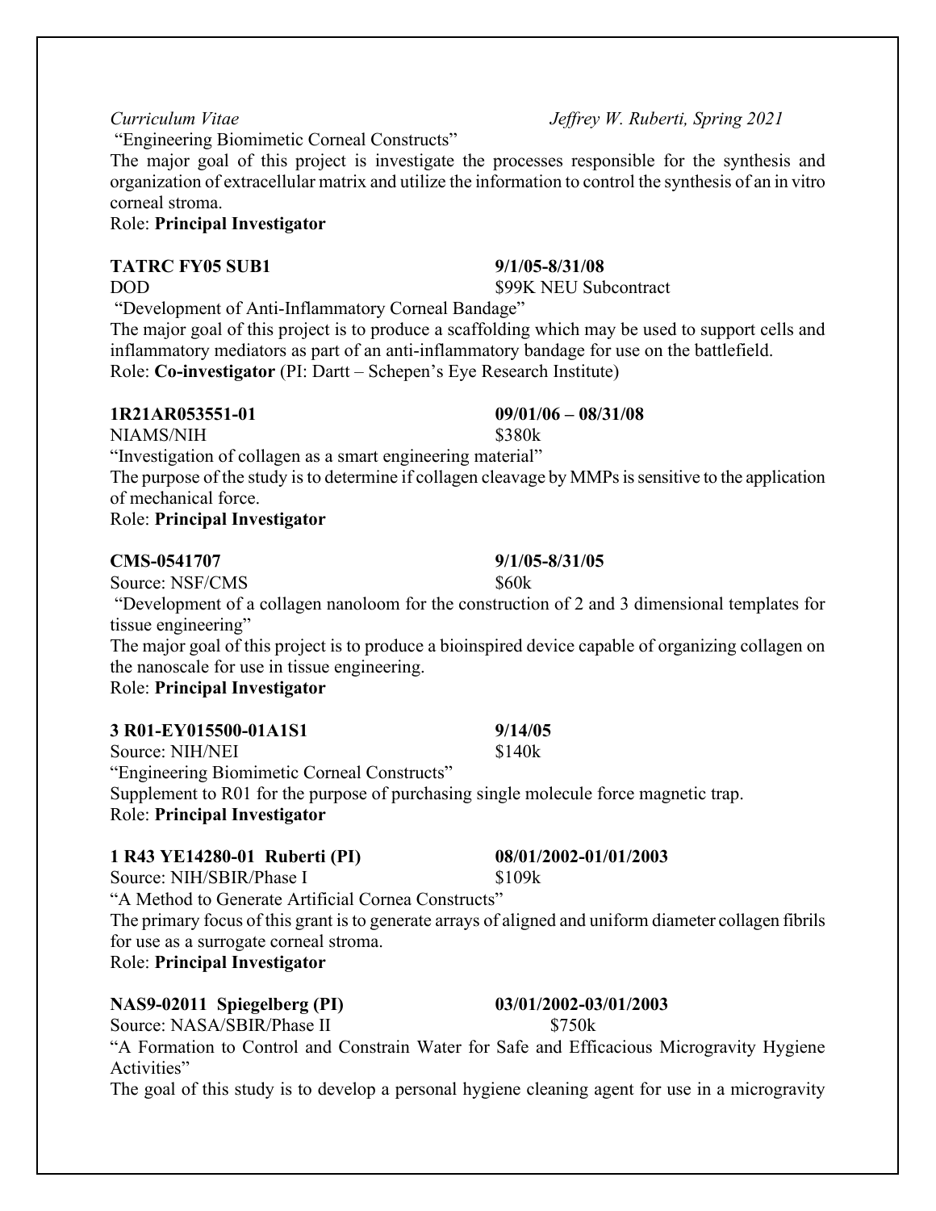"Engineering Biomimetic Corneal Constructs"

The major goal of this project is investigate the processes responsible for the synthesis and organization of extracellular matrix and utilize the information to control the synthesis of an in vitro corneal stroma.

Role: **Principal Investigator**

**TATRC FY05 SUB1** **9/1/05-8/31/08**
DOD $99K NEU Subcontract
"Development of Anti-Inflammatory Corneal Bandage"
The major goal of this project is to produce a scaffolding which may be used to support cells and inflammatory mediators as part of an anti-inflammatory bandage for use on the battlefield.
Role: **Co-investigator** (PI: Dartt – Schepen's Eye Research Institute)

**1R21AR053551-01** **09/01/06 – 08/31/08**
NIAMS/NIH $380k
"Investigation of collagen as a smart engineering material"
The purpose of the study is to determine if collagen cleavage by MMPs is sensitive to the application of mechanical force.
Role: **Principal Investigator**

**CMS-0541707** **9/1/05-8/31/05**
Source: NSF/CMS $60k
"Development of a collagen nanoloom for the construction of 2 and 3 dimensional templates for tissue engineering"
The major goal of this project is to produce a bioinspired device capable of organizing collagen on the nanoscale for use in tissue engineering.
Role: **Principal Investigator**

**3 R01-EY015500-01A1S1** **9/14/05**
Source: NIH/NEI $140k
"Engineering Biomimetic Corneal Constructs"
Supplement to R01 for the purpose of purchasing single molecule force magnetic trap.
Role: **Principal Investigator**

**1 R43 YE14280-01 Ruberti (PI)** **08/01/2002-01/01/2003**
Source: NIH/SBIR/Phase I $109k
"A Method to Generate Artificial Cornea Constructs"
The primary focus of this grant is to generate arrays of aligned and uniform diameter collagen fibrils for use as a surrogate corneal stroma.
Role: **Principal Investigator**

**NAS9-02011 Spiegelberg (PI)** **03/01/2002-03/01/2003**
Source: NASA/SBIR/Phase II $750k
"A Formation to Control and Constrain Water for Safe and Efficacious Microgravity Hygiene Activities"
The goal of this study is to develop a personal hygiene cleaning agent for use in a microgravity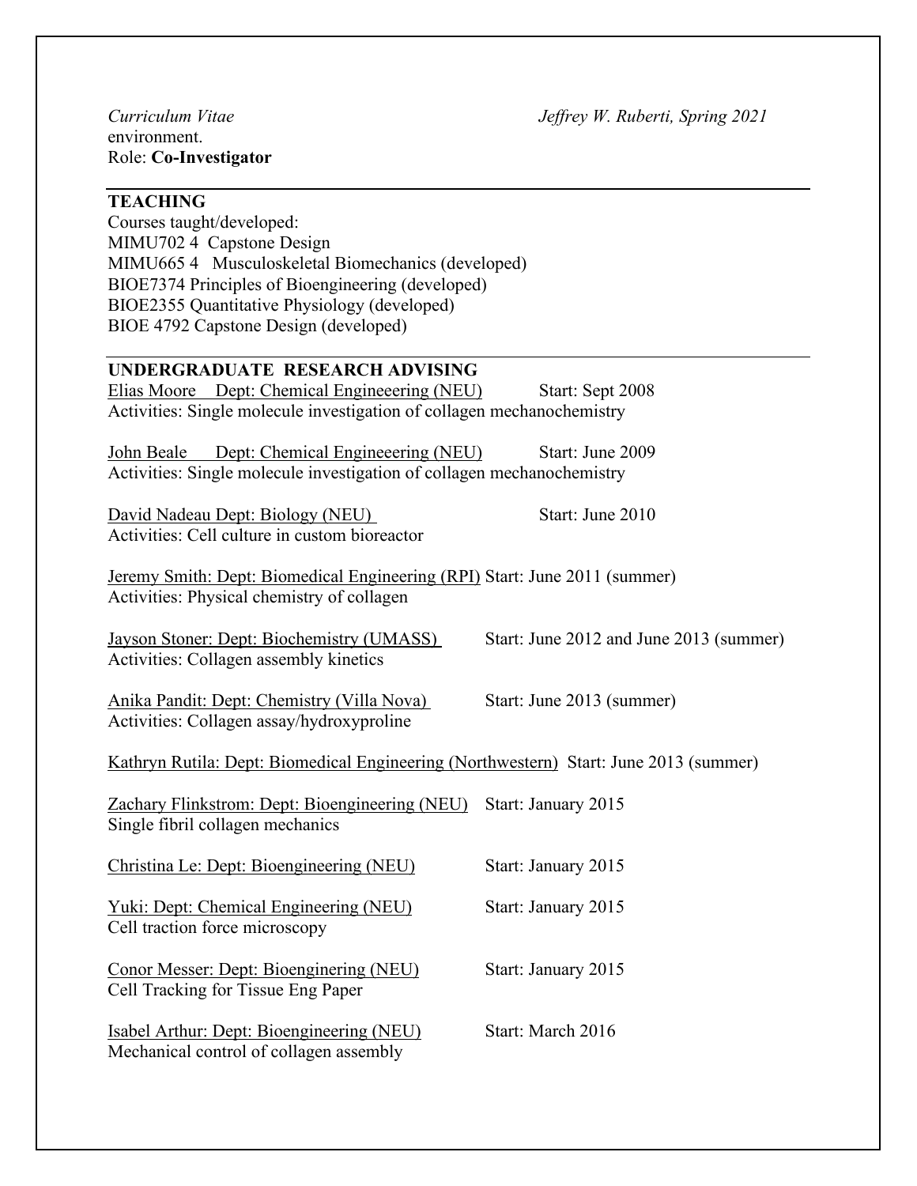environment.
Role: **Co-Investigator**

## TEACHING

Courses taught/developed:
MIMU702 4 Capstone Design
MIMU665 4 Musculoskeletal Biomechanics (developed)
BIOE7374 Principles of Bioengineering (developed)
BIOE2355 Quantitative Physiology (developed)
BIOE 4792 Capstone Design (developed)

## UNDERGRADUATE RESEARCH ADVISING

Elias Moore Dept: Chemical Engineeering (NEU) Start: Sept 2008
Activities: Single molecule investigation of collagen mechanochemistry

John Beale Dept: Chemical Engineeering (NEU) Start: June 2009
Activities: Single molecule investigation of collagen mechanochemistry

David Nadeau Dept: Biology (NEU) Start: June 2010
Activities: Cell culture in custom bioreactor

Jeremy Smith: Dept: Biomedical Engineering (RPI) Start: June 2011 (summer)
Activities: Physical chemistry of collagen

Jayson Stoner: Dept: Biochemistry (UMASS) Start: June 2012 and June 2013 (summer)
Activities: Collagen assembly kinetics

Anika Pandit: Dept: Chemistry (Villa Nova) Start: June 2013 (summer)
Activities: Collagen assay/hydroxyproline

Kathryn Rutila: Dept: Biomedical Engineering (Northwestern) Start: June 2013 (summer)

Zachary Flinkstrom: Dept: Bioengineering (NEU) Start: January 2015
Single fibril collagen mechanics

Christina Le: Dept: Bioengineering (NEU) Start: January 2015

Yuki: Dept: Chemical Engineering (NEU) Start: January 2015
Cell traction force microscopy

Conor Messer: Dept: Bioenginering (NEU) Start: January 2015
Cell Tracking for Tissue Eng Paper

Isabel Arthur: Dept: Bioengineering (NEU) Start: March 2016
Mechanical control of collagen assembly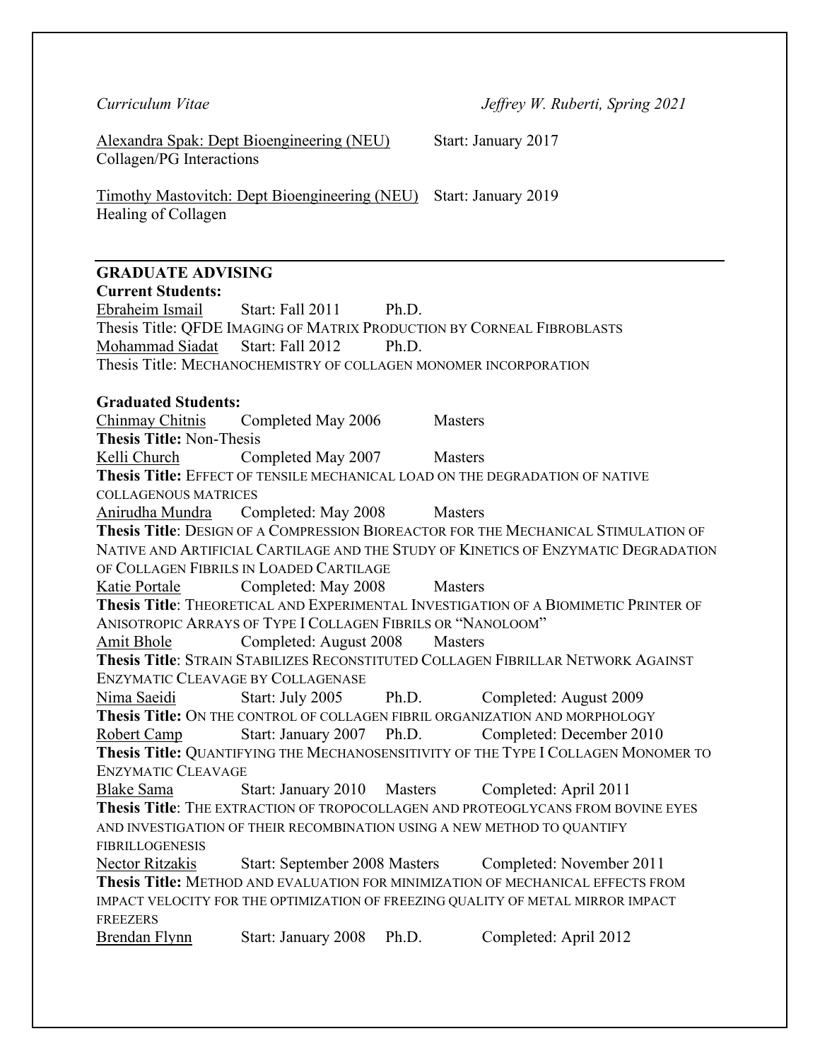Alexandra Spak: Dept Bioengineering (NEU)    Start: January 2017
Collagen/PG Interactions

Timothy Mastovitch: Dept Bioengineering (NEU)    Start: January 2019
Healing of Collagen

---

## GRADUATE ADVISING

**Current Students:**

Ebraheim Ismail    Start: Fall 2011    Ph.D.
Thesis Title: QFDE IMAGING OF MATRIX PRODUCTION BY CORNEAL FIBROBLASTS

Mohammad Siadat    Start: Fall 2012    Ph.D.
Thesis Title: MECHANOCHEMISTRY OF COLLAGEN MONOMER INCORPORATION

**Graduated Students:**

Chinmay Chitnis    Completed May 2006    Masters
**Thesis Title:** Non-Thesis

Kelli Church    Completed May 2007    Masters
**Thesis Title:** EFFECT OF TENSILE MECHANICAL LOAD ON THE DEGRADATION OF NATIVE COLLAGENOUS MATRICES

Anirudha Mundra    Completed: May 2008    Masters
**Thesis Title**: DESIGN OF A COMPRESSION BIOREACTOR FOR THE MECHANICAL STIMULATION OF NATIVE AND ARTIFICIAL CARTILAGE AND THE STUDY OF KINETICS OF ENZYMATIC DEGRADATION OF COLLAGEN FIBRILS IN LOADED CARTILAGE

Katie Portale    Completed: May 2008    Masters
**Thesis Title**: THEORETICAL AND EXPERIMENTAL INVESTIGATION OF A BIOMIMETIC PRINTER OF ANISOTROPIC ARRAYS OF TYPE I COLLAGEN FIBRILS OR "NANOLOOM"

Amit Bhole    Completed: August 2008    Masters
**Thesis Title**: STRAIN STABILIZES RECONSTITUTED COLLAGEN FIBRILLAR NETWORK AGAINST ENZYMATIC CLEAVAGE BY COLLAGENASE

Nima Saeidi    Start: July 2005    Ph.D.    Completed: August 2009
**Thesis Title:** ON THE CONTROL OF COLLAGEN FIBRIL ORGANIZATION AND MORPHOLOGY

Robert Camp    Start: January 2007    Ph.D.    Completed: December 2010
**Thesis Title:** QUANTIFYING THE MECHANOSENSITIVITY OF THE TYPE I COLLAGEN MONOMER TO ENZYMATIC CLEAVAGE

Blake Sama    Start: January 2010    Masters    Completed: April 2011
**Thesis Title**: THE EXTRACTION OF TROPOCOLLAGEN AND PROTEOGLYCANS FROM BOVINE EYES AND INVESTIGATION OF THEIR RECOMBINATION USING A NEW METHOD TO QUANTIFY FIBRILLOGENESIS

Nector Ritzakis    Start: September 2008 Masters    Completed: November 2011
**Thesis Title:** METHOD AND EVALUATION FOR MINIMIZATION OF MECHANICAL EFFECTS FROM IMPACT VELOCITY FOR THE OPTIMIZATION OF FREEZING QUALITY OF METAL MIRROR IMPACT FREEZERS

Brendan Flynn    Start: January 2008    Ph.D.    Completed: April 2012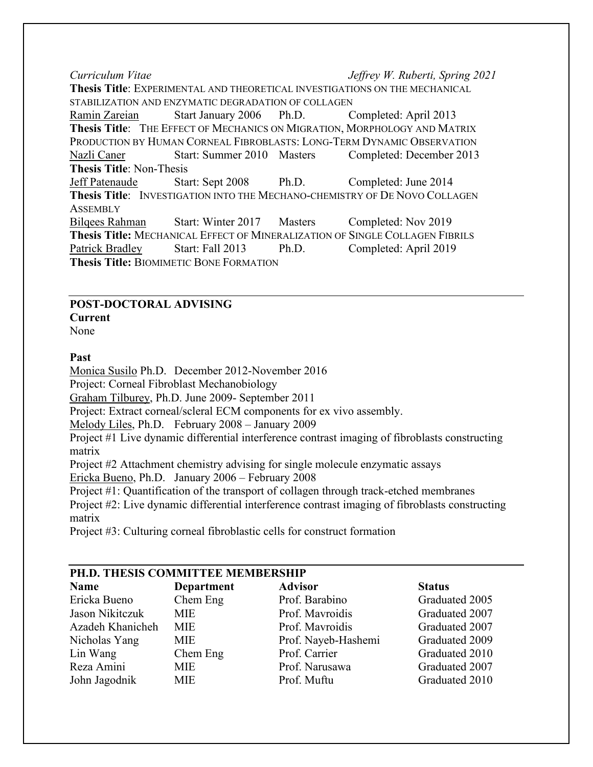**Thesis Title**: EXPERIMENTAL AND THEORETICAL INVESTIGATIONS ON THE MECHANICAL STABILIZATION AND ENZYMATIC DEGRADATION OF COLLAGEN

Ramin Zareian Start January 2006 Ph.D. Completed: April 2013

**Thesis Title**: THE EFFECT OF MECHANICS ON MIGRATION, MORPHOLOGY AND MATRIX PRODUCTION BY HUMAN CORNEAL FIBROBLASTS: LONG-TERM DYNAMIC OBSERVATION

Nazli Caner Start: Summer 2010 Masters Completed: December 2013

**Thesis Title**: Non-Thesis

Jeff Patenaude Start: Sept 2008 Ph.D. Completed: June 2014

**Thesis Title**: INVESTIGATION INTO THE MECHANO-CHEMISTRY OF DE NOVO COLLAGEN ASSEMBLY

Bilqees Rahman Start: Winter 2017 Masters Completed: Nov 2019

**Thesis Title:** MECHANICAL EFFECT OF MINERALIZATION OF SINGLE COLLAGEN FIBRILS

Patrick Bradley Start: Fall 2013 Ph.D. Completed: April 2019

**Thesis Title:** BIOMIMETIC BONE FORMATION

## POST-DOCTORAL ADVISING

**Current**

None

**Past**

Monica Susilo Ph.D. December 2012-November 2016

Project: Corneal Fibroblast Mechanobiology

Graham Tilburey, Ph.D. June 2009- September 2011

Project: Extract corneal/scleral ECM components for ex vivo assembly.

Melody Liles, Ph.D. February 2008 – January 2009

Project #1 Live dynamic differential interference contrast imaging of fibroblasts constructing matrix

Project #2 Attachment chemistry advising for single molecule enzymatic assays

Ericka Bueno, Ph.D. January 2006 – February 2008

Project #1: Quantification of the transport of collagen through track-etched membranes

Project #2: Live dynamic differential interference contrast imaging of fibroblasts constructing matrix

Project #3: Culturing corneal fibroblastic cells for construct formation

## PH.D. THESIS COMMITTEE MEMBERSHIP

| Name | Department | Advisor | Status |
|---|---|---|---|
| Ericka Bueno | Chem Eng | Prof. Barabino | Graduated 2005 |
| Jason Nikitczuk | MIE | Prof. Mavroidis | Graduated 2007 |
| Azadeh Khanicheh | MIE | Prof. Mavroidis | Graduated 2007 |
| Nicholas Yang | MIE | Prof. Nayeb-Hashemi | Graduated 2009 |
| Lin Wang | Chem Eng | Prof. Carrier | Graduated 2010 |
| Reza Amini | MIE | Prof. Narusawa | Graduated 2007 |
| John Jagodnik | MIE | Prof. Muftu | Graduated 2010 |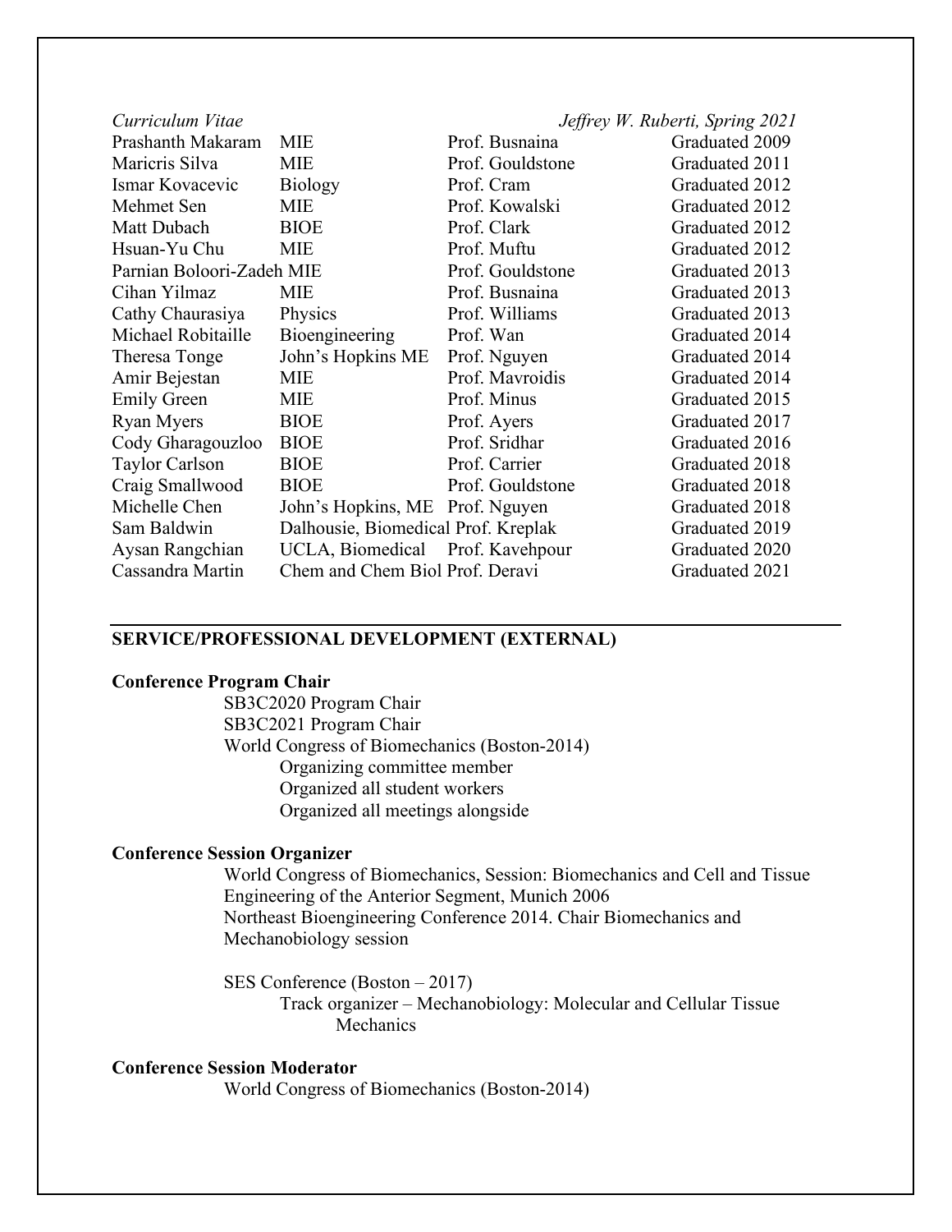| | | | |
|---|---|---|---|
| Prashanth Makaram | MIE | Prof. Busnaina | Graduated 2009 |
| Maricris Silva | MIE | Prof. Gouldstone | Graduated 2011 |
| Ismar Kovacevic | Biology | Prof. Cram | Graduated 2012 |
| Mehmet Sen | MIE | Prof. Kowalski | Graduated 2012 |
| Matt Dubach | BIOE | Prof. Clark | Graduated 2012 |
| Hsuan-Yu Chu | MIE | Prof. Muftu | Graduated 2012 |
| Parnian Boloori-Zadeh | MIE | Prof. Gouldstone | Graduated 2013 |
| Cihan Yilmaz | MIE | Prof. Busnaina | Graduated 2013 |
| Cathy Chaurasiya | Physics | Prof. Williams | Graduated 2013 |
| Michael Robitaille | Bioengineering | Prof. Wan | Graduated 2014 |
| Theresa Tonge | John's Hopkins ME | Prof. Nguyen | Graduated 2014 |
| Amir Bejestan | MIE | Prof. Mavroidis | Graduated 2014 |
| Emily Green | MIE | Prof. Minus | Graduated 2015 |
| Ryan Myers | BIOE | Prof. Ayers | Graduated 2017 |
| Cody Gharagouzloo | BIOE | Prof. Sridhar | Graduated 2016 |
| Taylor Carlson | BIOE | Prof. Carrier | Graduated 2018 |
| Craig Smallwood | BIOE | Prof. Gouldstone | Graduated 2018 |
| Michelle Chen | John's Hopkins, ME | Prof. Nguyen | Graduated 2018 |
| Sam Baldwin | Dalhousie, Biomedical | Prof. Kreplak | Graduated 2019 |
| Aysan Rangchian | UCLA, Biomedical | Prof. Kavehpour | Graduated 2020 |
| Cassandra Martin | Chem and Chem Biol | Prof. Deravi | Graduated 2021 |

## SERVICE/PROFESSIONAL DEVELOPMENT (EXTERNAL)

**Conference Program Chair**

SB3C2020 Program Chair
SB3C2021 Program Chair
World Congress of Biomechanics (Boston-2014)
- Organizing committee member
- Organized all student workers
- Organized all meetings alongside

**Conference Session Organizer**

World Congress of Biomechanics, Session: Biomechanics and Cell and Tissue Engineering of the Anterior Segment, Munich 2006
Northeast Bioengineering Conference 2014. Chair Biomechanics and Mechanobiology session

SES Conference (Boston – 2017)
- Track organizer – Mechanobiology: Molecular and Cellular Tissue Mechanics

**Conference Session Moderator**

World Congress of Biomechanics (Boston-2014)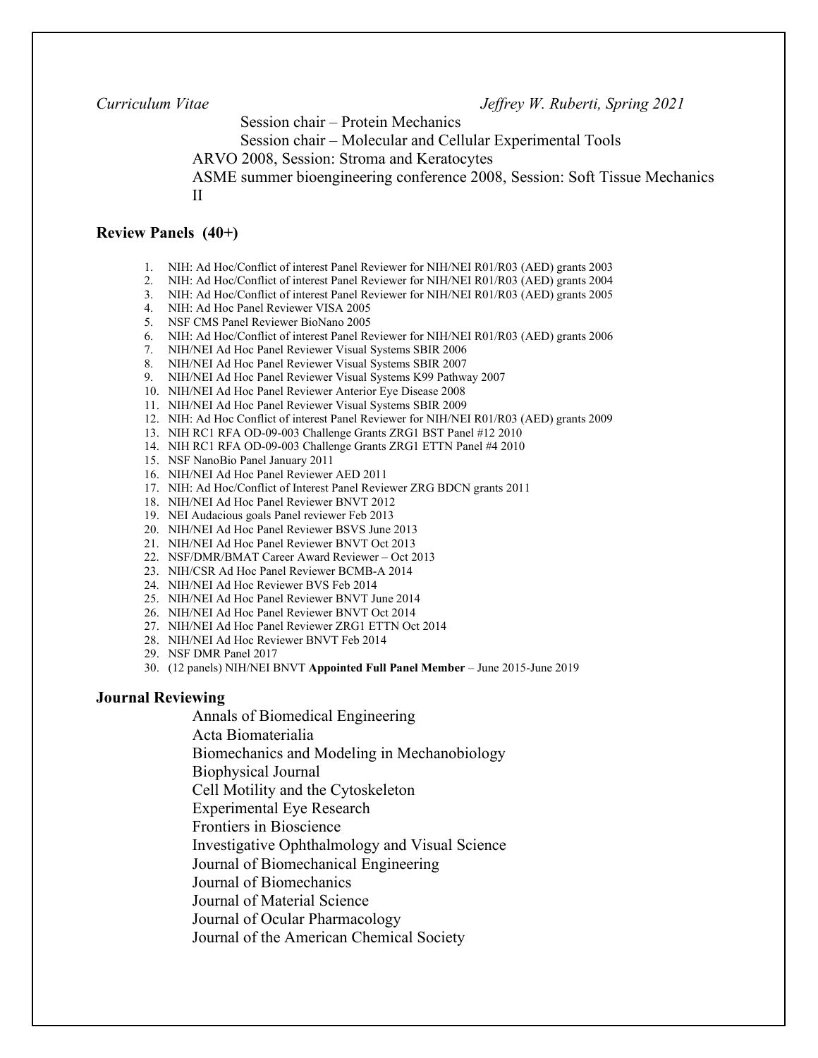Session chair – Protein Mechanics

Session chair – Molecular and Cellular Experimental Tools

ARVO 2008, Session: Stroma and Keratocytes

ASME summer bioengineering conference 2008, Session: Soft Tissue Mechanics II

## Review Panels (40+)

1. NIH: Ad Hoc/Conflict of interest Panel Reviewer for NIH/NEI R01/R03 (AED) grants 2003
2. NIH: Ad Hoc/Conflict of interest Panel Reviewer for NIH/NEI R01/R03 (AED) grants 2004
3. NIH: Ad Hoc/Conflict of interest Panel Reviewer for NIH/NEI R01/R03 (AED) grants 2005
4. NIH: Ad Hoc Panel Reviewer VISA 2005
5. NSF CMS Panel Reviewer BioNano 2005
6. NIH: Ad Hoc/Conflict of interest Panel Reviewer for NIH/NEI R01/R03 (AED) grants 2006
7. NIH/NEI Ad Hoc Panel Reviewer Visual Systems SBIR 2006
8. NIH/NEI Ad Hoc Panel Reviewer Visual Systems SBIR 2007
9. NIH/NEI Ad Hoc Panel Reviewer Visual Systems K99 Pathway 2007
10. NIH/NEI Ad Hoc Panel Reviewer Anterior Eye Disease 2008
11. NIH/NEI Ad Hoc Panel Reviewer Visual Systems SBIR 2009
12. NIH: Ad Hoc Conflict of interest Panel Reviewer for NIH/NEI R01/R03 (AED) grants 2009
13. NIH RC1 RFA OD-09-003 Challenge Grants ZRG1 BST Panel #12 2010
14. NIH RC1 RFA OD-09-003 Challenge Grants ZRG1 ETTN Panel #4 2010
15. NSF NanoBio Panel January 2011
16. NIH/NEI Ad Hoc Panel Reviewer AED 2011
17. NIH: Ad Hoc/Conflict of Interest Panel Reviewer ZRG BDCN grants 2011
18. NIH/NEI Ad Hoc Panel Reviewer BNVT 2012
19. NEI Audacious goals Panel reviewer Feb 2013
20. NIH/NEI Ad Hoc Panel Reviewer BSVS June 2013
21. NIH/NEI Ad Hoc Panel Reviewer BNVT Oct 2013
22. NSF/DMR/BMAT Career Award Reviewer – Oct 2013
23. NIH/CSR Ad Hoc Panel Reviewer BCMB-A 2014
24. NIH/NEI Ad Hoc Reviewer BVS Feb 2014
25. NIH/NEI Ad Hoc Panel Reviewer BNVT June 2014
26. NIH/NEI Ad Hoc Panel Reviewer BNVT Oct 2014
27. NIH/NEI Ad Hoc Panel Reviewer ZRG1 ETTN Oct 2014
28. NIH/NEI Ad Hoc Reviewer BNVT Feb 2014
29. NSF DMR Panel 2017
30. (12 panels) NIH/NEI BNVT **Appointed Full Panel Member** – June 2015-June 2019

## Journal Reviewing

Annals of Biomedical Engineering  
Acta Biomaterialia  
Biomechanics and Modeling in Mechanobiology  
Biophysical Journal  
Cell Motility and the Cytoskeleton  
Experimental Eye Research  
Frontiers in Bioscience  
Investigative Ophthalmology and Visual Science  
Journal of Biomechanical Engineering  
Journal of Biomechanics  
Journal of Material Science  
Journal of Ocular Pharmacology  
Journal of the American Chemical Society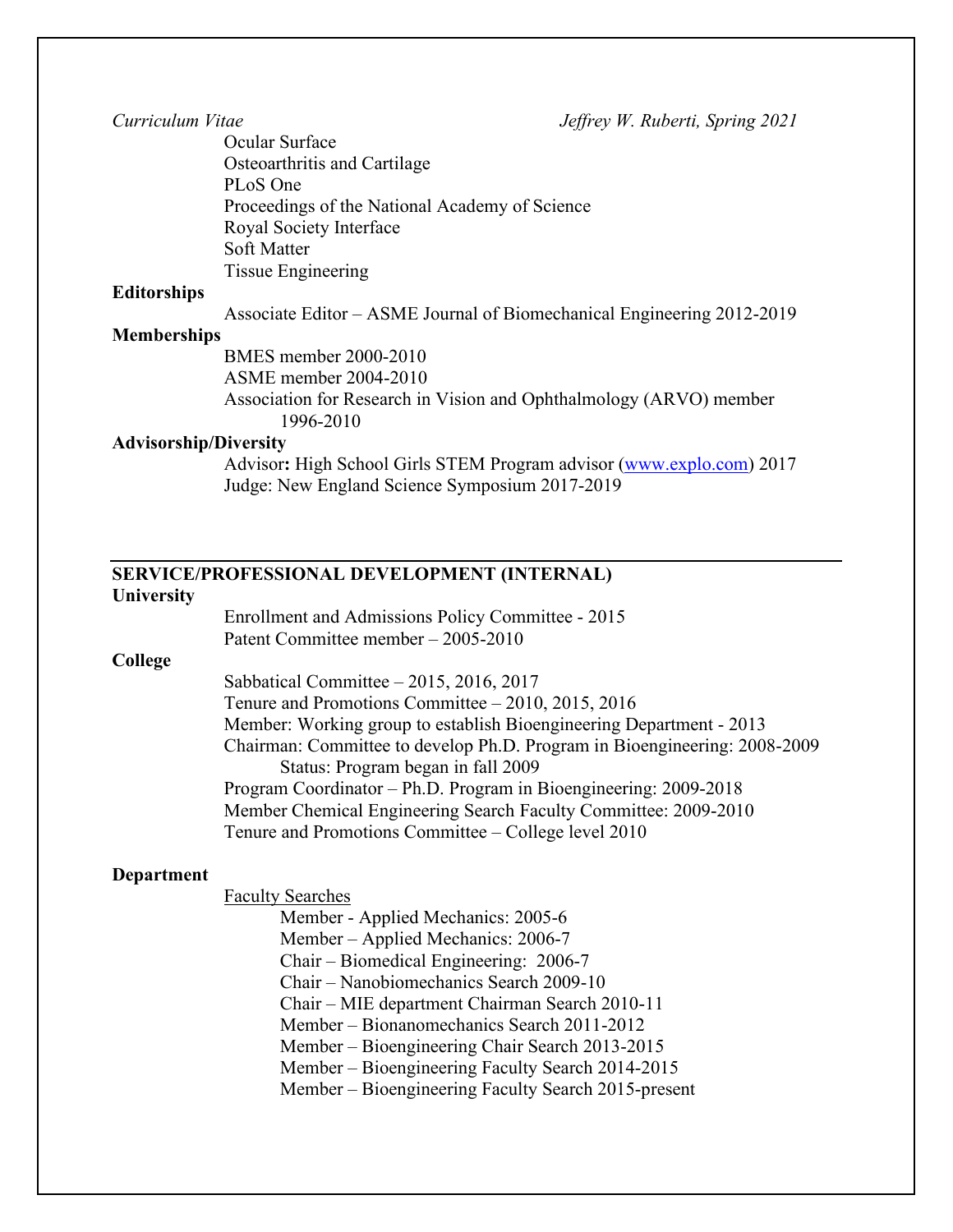Ocular Surface
Osteoarthritis and Cartilage
PLoS One
Proceedings of the National Academy of Science
Royal Society Interface
Soft Matter
Tissue Engineering

**Editorships**

Associate Editor – ASME Journal of Biomechanical Engineering 2012-2019

**Memberships**

BMES member 2000-2010
ASME member 2004-2010
Association for Research in Vision and Ophthalmology (ARVO) member 1996-2010

**Advisorship/Diversity**

Advisor**:** High School Girls STEM Program advisor (www.explo.com) 2017
Judge: New England Science Symposium 2017-2019

## SERVICE/PROFESSIONAL DEVELOPMENT (INTERNAL)

**University**

Enrollment and Admissions Policy Committee - 2015
Patent Committee member – 2005-2010

**College**

Sabbatical Committee – 2015, 2016, 2017
Tenure and Promotions Committee – 2010, 2015, 2016
Member: Working group to establish Bioengineering Department - 2013
Chairman: Committee to develop Ph.D. Program in Bioengineering: 2008-2009
  Status: Program began in fall 2009
Program Coordinator – Ph.D. Program in Bioengineering: 2009-2018
Member Chemical Engineering Search Faculty Committee: 2009-2010
Tenure and Promotions Committee – College level 2010

**Department**

Faculty Searches

- Member - Applied Mechanics: 2005-6
- Member – Applied Mechanics: 2006-7
- Chair – Biomedical Engineering: 2006-7
- Chair – Nanobiomechanics Search 2009-10
- Chair – MIE department Chairman Search 2010-11
- Member – Bionanomechanics Search 2011-2012
- Member – Bioengineering Chair Search 2013-2015
- Member – Bioengineering Faculty Search 2014-2015
- Member – Bioengineering Faculty Search 2015-present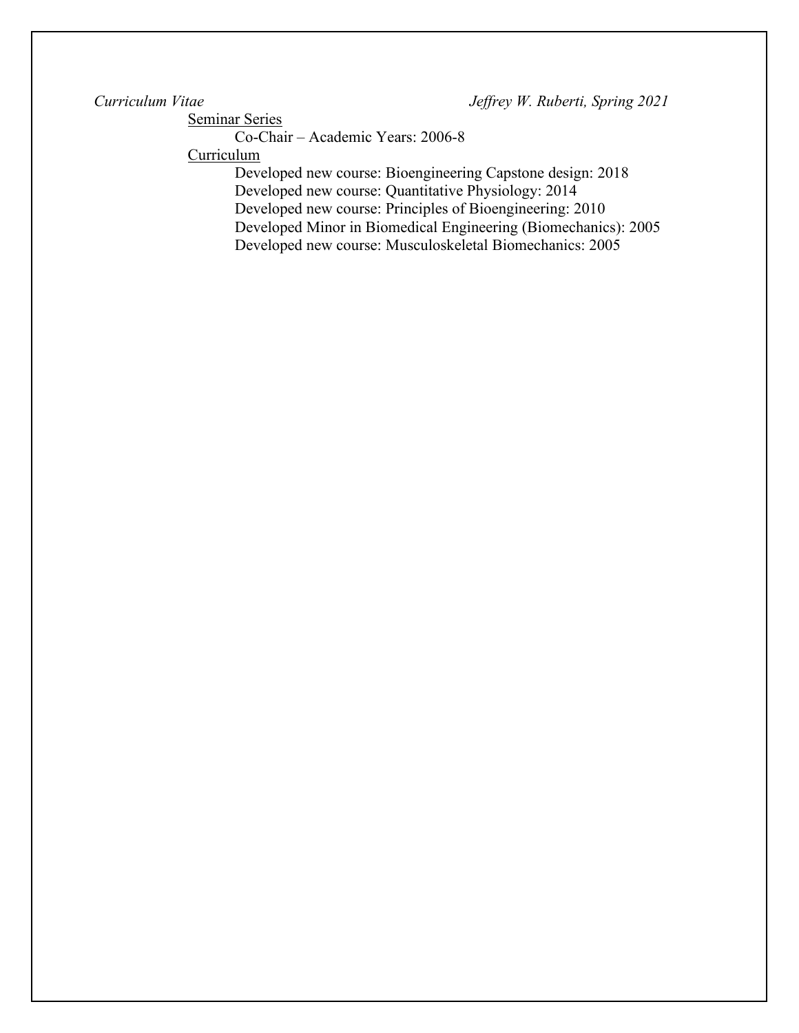Seminar Series

Co-Chair – Academic Years: 2006-8

Curriculum

Developed new course: Bioengineering Capstone design: 2018
Developed new course: Quantitative Physiology: 2014
Developed new course: Principles of Bioengineering: 2010
Developed Minor in Biomedical Engineering (Biomechanics): 2005
Developed new course: Musculoskeletal Biomechanics: 2005